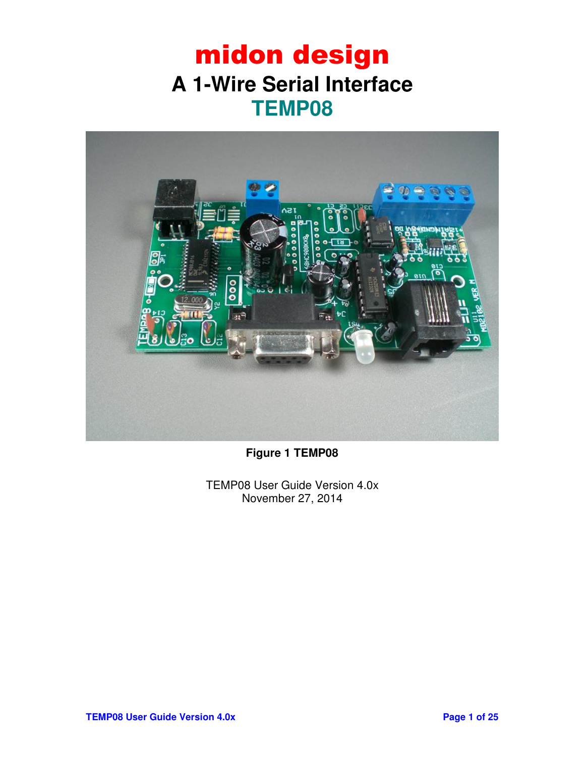# midon design

## A 1-Wire Serial Interface

## TEMP08

**Figure 1 TEMP08**

TEMP08 User Guide Version 4.0x
November 27, 2014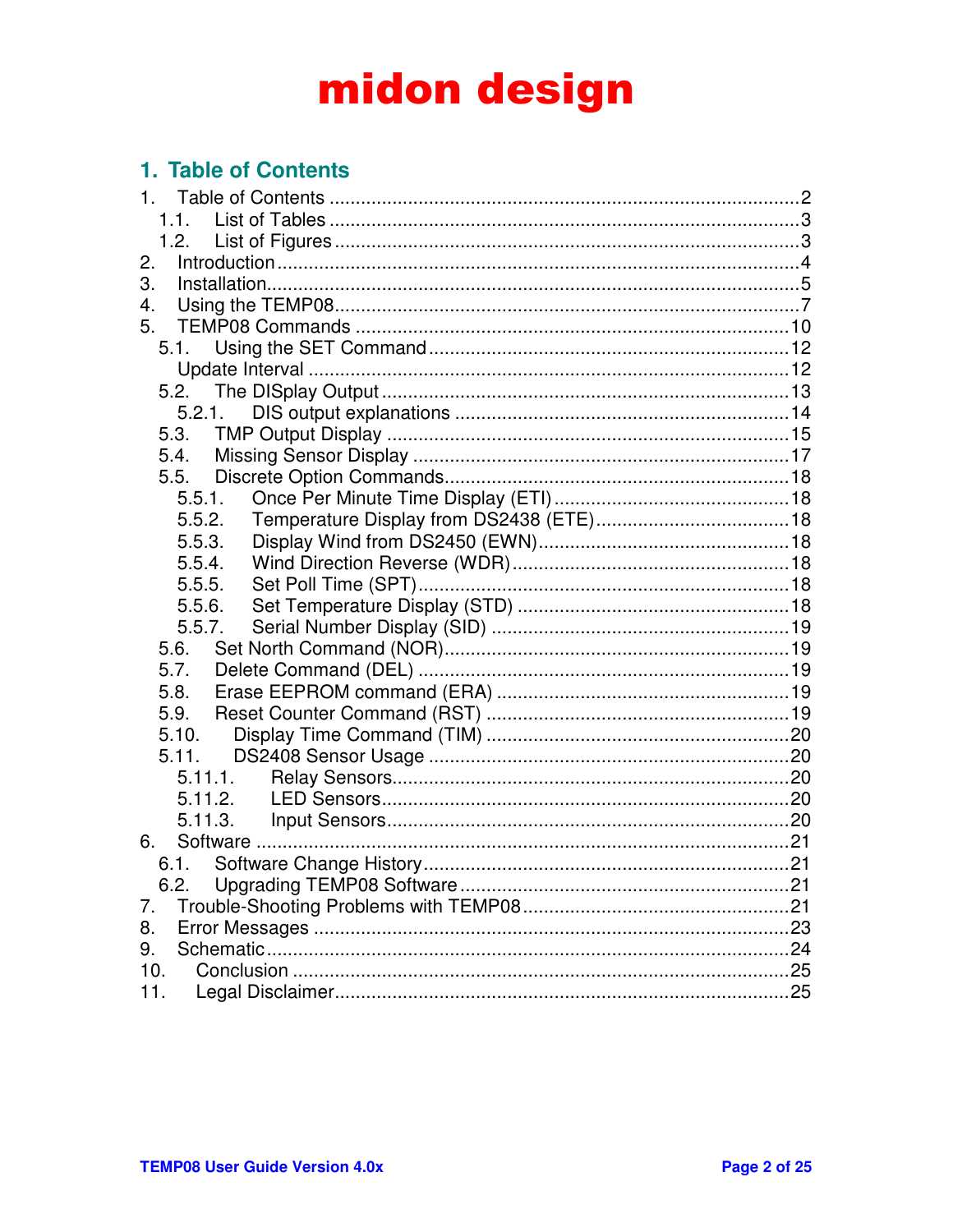# midon design

## 1. Table of Contents

1. Table of Contents .......... 2
   - 1.1. List of Tables .......... 3
   - 1.2. List of Figures .......... 3
2. Introduction .......... 4
3. Installation .......... 5
4. Using the TEMP08 .......... 7
5. TEMP08 Commands .......... 10
   - 5.1. Using the SET Command .......... 12
   - Update Interval .......... 12
   - 5.2. The DISplay Output .......... 13
     - 5.2.1. DIS output explanations .......... 14
   - 5.3. TMP Output Display .......... 15
   - 5.4. Missing Sensor Display .......... 17
   - 5.5. Discrete Option Commands .......... 18
     - 5.5.1. Once Per Minute Time Display (ETI) .......... 18
     - 5.5.2. Temperature Display from DS2438 (ETE) .......... 18
     - 5.5.3. Display Wind from DS2450 (EWN) .......... 18
     - 5.5.4. Wind Direction Reverse (WDR) .......... 18
     - 5.5.5. Set Poll Time (SPT) .......... 18
     - 5.5.6. Set Temperature Display (STD) .......... 18
     - 5.5.7. Serial Number Display (SID) .......... 19
   - 5.6. Set North Command (NOR) .......... 19
   - 5.7. Delete Command (DEL) .......... 19
   - 5.8. Erase EEPROM command (ERA) .......... 19
   - 5.9. Reset Counter Command (RST) .......... 19
   - 5.10. Display Time Command (TIM) .......... 20
   - 5.11. DS2408 Sensor Usage .......... 20
     - 5.11.1. Relay Sensors .......... 20
     - 5.11.2. LED Sensors .......... 20
     - 5.11.3. Input Sensors .......... 20
6. Software .......... 21
   - 6.1. Software Change History .......... 21
   - 6.2. Upgrading TEMP08 Software .......... 21
7. Trouble-Shooting Problems with TEMP08 .......... 21
8. Error Messages .......... 23
9. Schematic .......... 24
10. Conclusion .......... 25
11. Legal Disclaimer .......... 25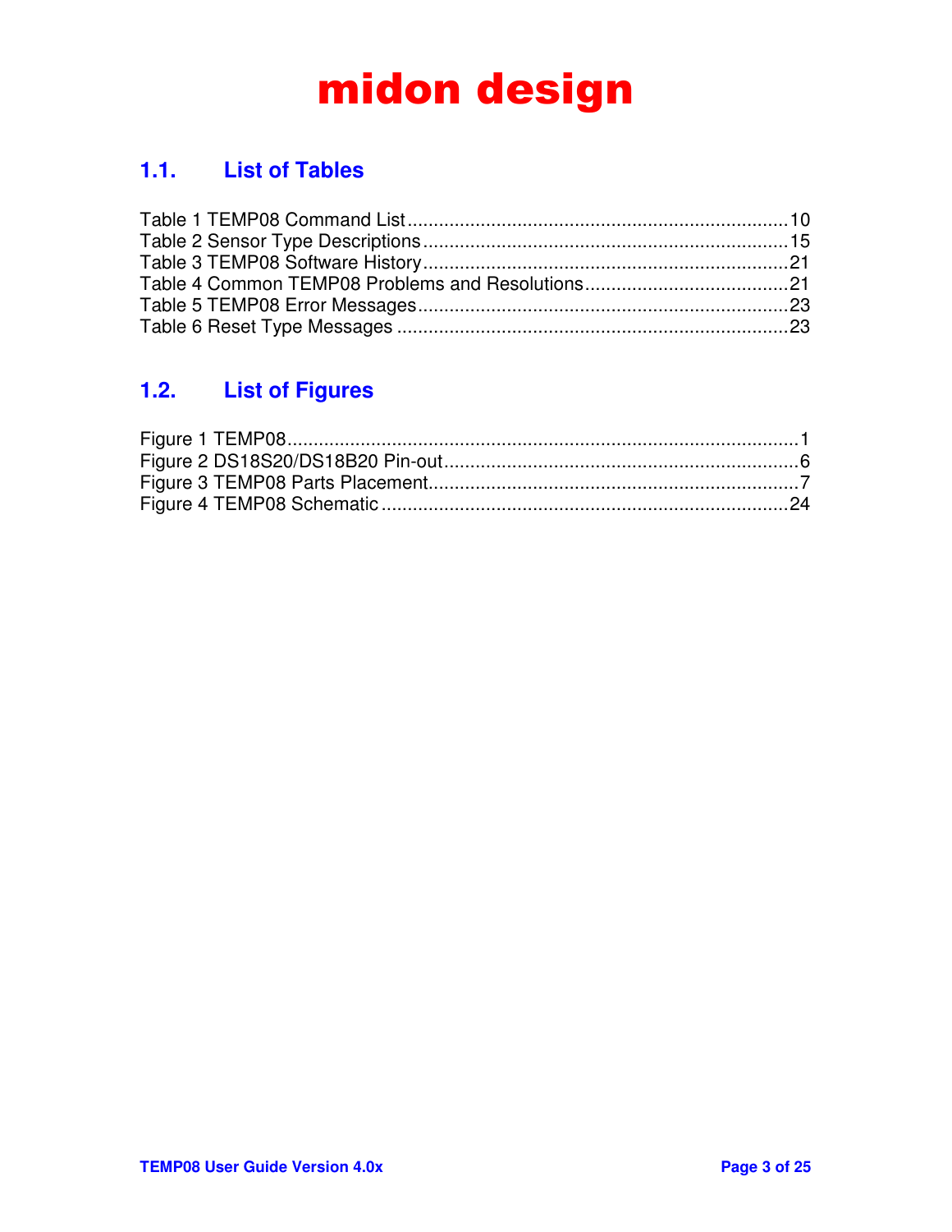## 1.1. List of Tables

Table 1 TEMP08 Command List........................................................................10
Table 2 Sensor Type Descriptions....................................................................15
Table 3 TEMP08 Software History....................................................................21
Table 4 Common TEMP08 Problems and Resolutions......................................21
Table 5 TEMP08 Error Messages......................................................................23
Table 6 Reset Type Messages ..........................................................................23

## 1.2. List of Figures

Figure 1 TEMP08.................................................................................................1
Figure 2 DS18S20/DS18B20 Pin-out...................................................................6
Figure 3 TEMP08 Parts Placement.....................................................................7
Figure 4 TEMP08 Schematic .............................................................................24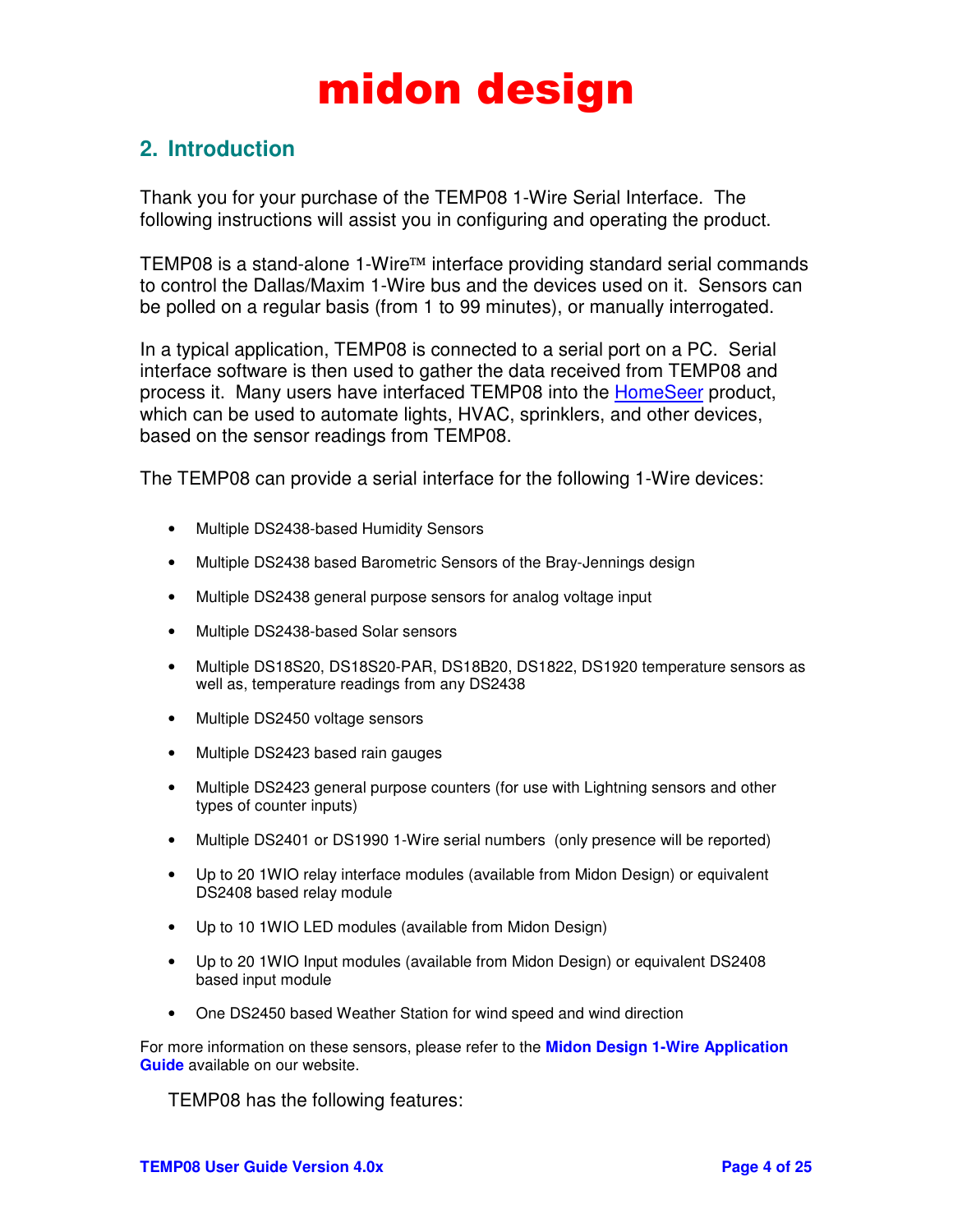# midon design

## 2. Introduction

Thank you for your purchase of the TEMP08 1-Wire Serial Interface. The following instructions will assist you in configuring and operating the product.

TEMP08 is a stand-alone 1-Wire™ interface providing standard serial commands to control the Dallas/Maxim 1-Wire bus and the devices used on it. Sensors can be polled on a regular basis (from 1 to 99 minutes), or manually interrogated.

In a typical application, TEMP08 is connected to a serial port on a PC. Serial interface software is then used to gather the data received from TEMP08 and process it. Many users have interfaced TEMP08 into the HomeSeer product, which can be used to automate lights, HVAC, sprinklers, and other devices, based on the sensor readings from TEMP08.

The TEMP08 can provide a serial interface for the following 1-Wire devices:

- Multiple DS2438-based Humidity Sensors
- Multiple DS2438 based Barometric Sensors of the Bray-Jennings design
- Multiple DS2438 general purpose sensors for analog voltage input
- Multiple DS2438-based Solar sensors
- Multiple DS18S20, DS18S20-PAR, DS18B20, DS1822, DS1920 temperature sensors as well as, temperature readings from any DS2438
- Multiple DS2450 voltage sensors
- Multiple DS2423 based rain gauges
- Multiple DS2423 general purpose counters (for use with Lightning sensors and other types of counter inputs)
- Multiple DS2401 or DS1990 1-Wire serial numbers (only presence will be reported)
- Up to 20 1WIO relay interface modules (available from Midon Design) or equivalent DS2408 based relay module
- Up to 10 1WIO LED modules (available from Midon Design)
- Up to 20 1WIO Input modules (available from Midon Design) or equivalent DS2408 based input module
- One DS2450 based Weather Station for wind speed and wind direction

For more information on these sensors, please refer to the **Midon Design 1-Wire Application Guide** available on our website.

TEMP08 has the following features: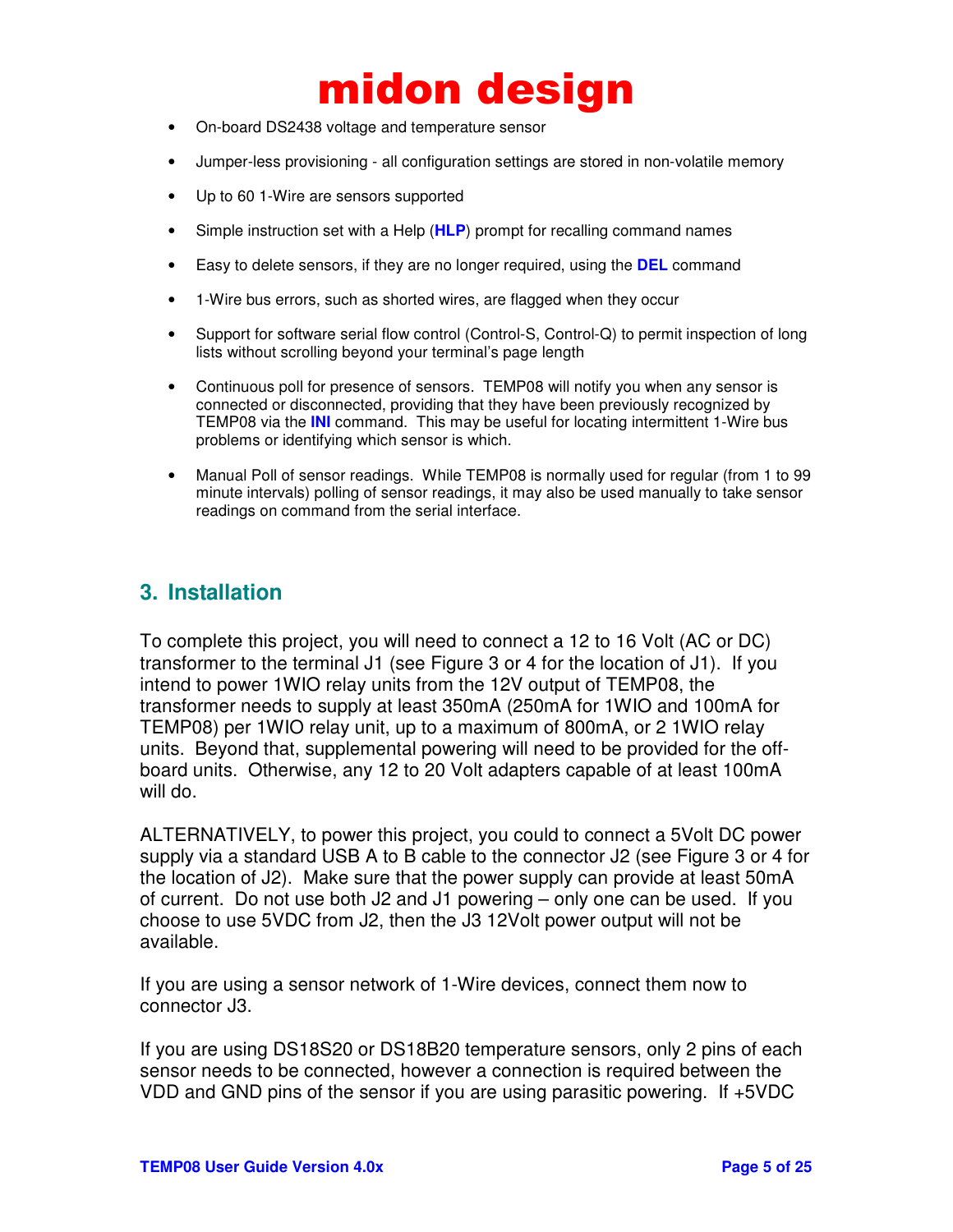- On-board DS2438 voltage and temperature sensor
- Jumper-less provisioning - all configuration settings are stored in non-volatile memory
- Up to 60 1-Wire are sensors supported
- Simple instruction set with a Help (**HLP**) prompt for recalling command names
- Easy to delete sensors, if they are no longer required, using the **DEL** command
- 1-Wire bus errors, such as shorted wires, are flagged when they occur
- Support for software serial flow control (Control-S, Control-Q) to permit inspection of long lists without scrolling beyond your terminal's page length
- Continuous poll for presence of sensors. TEMP08 will notify you when any sensor is connected or disconnected, providing that they have been previously recognized by TEMP08 via the **INI** command. This may be useful for locating intermittent 1-Wire bus problems or identifying which sensor is which.
- Manual Poll of sensor readings. While TEMP08 is normally used for regular (from 1 to 99 minute intervals) polling of sensor readings, it may also be used manually to take sensor readings on command from the serial interface.

## 3. Installation

To complete this project, you will need to connect a 12 to 16 Volt (AC or DC) transformer to the terminal J1 (see Figure 3 or 4 for the location of J1). If you intend to power 1WIO relay units from the 12V output of TEMP08, the transformer needs to supply at least 350mA (250mA for 1WIO and 100mA for TEMP08) per 1WIO relay unit, up to a maximum of 800mA, or 2 1WIO relay units. Beyond that, supplemental powering will need to be provided for the off-board units. Otherwise, any 12 to 20 Volt adapters capable of at least 100mA will do.

ALTERNATIVELY, to power this project, you could to connect a 5Volt DC power supply via a standard USB A to B cable to the connector J2 (see Figure 3 or 4 for the location of J2). Make sure that the power supply can provide at least 50mA of current. Do not use both J2 and J1 powering – only one can be used. If you choose to use 5VDC from J2, then the J3 12Volt power output will not be available.

If you are using a sensor network of 1-Wire devices, connect them now to connector J3.

If you are using DS18S20 or DS18B20 temperature sensors, only 2 pins of each sensor needs to be connected, however a connection is required between the VDD and GND pins of the sensor if you are using parasitic powering. If +5VDC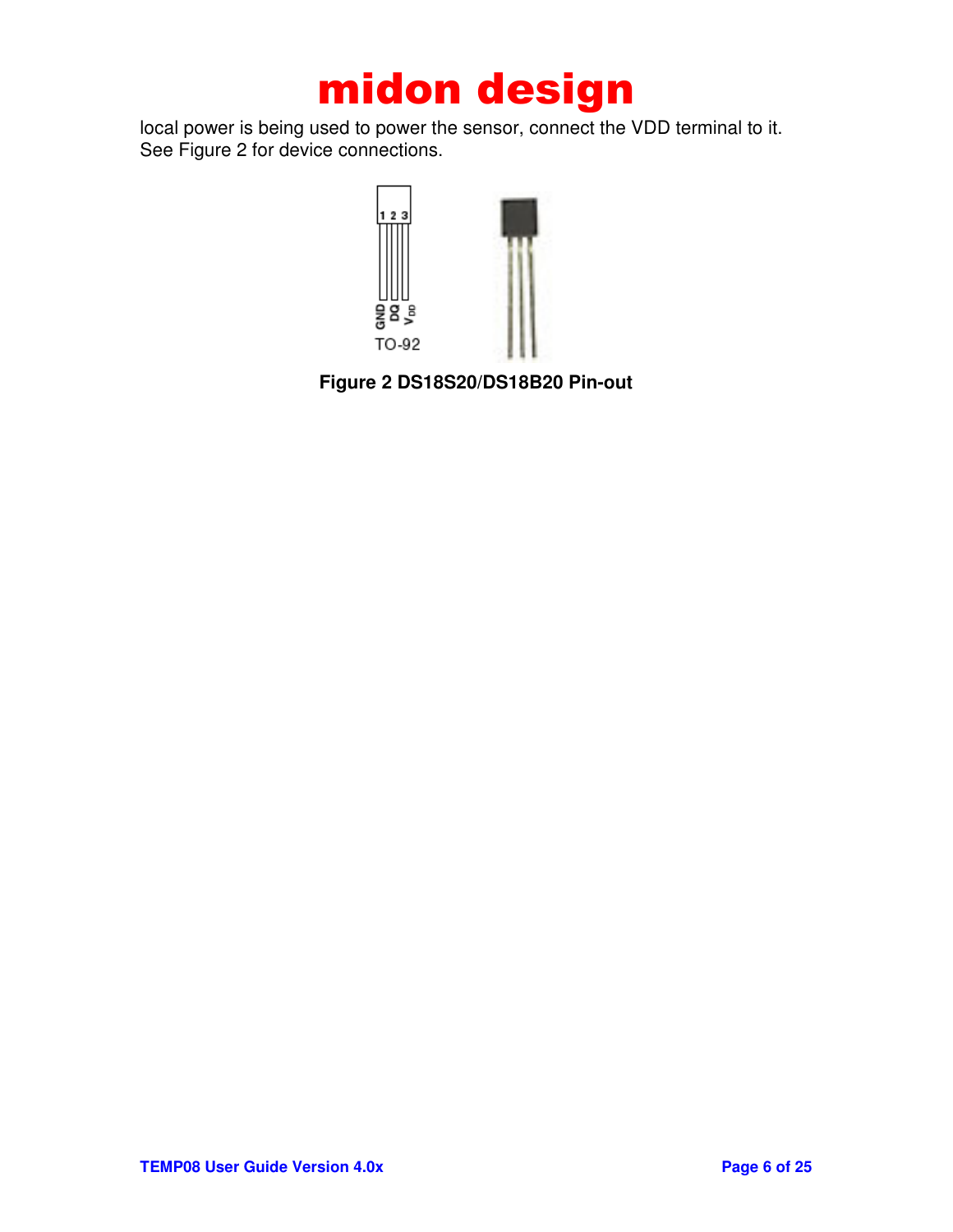local power is being used to power the sensor, connect the VDD terminal to it. See Figure 2 for device connections.

**Figure 2 DS18S20/DS18B20 Pin-out**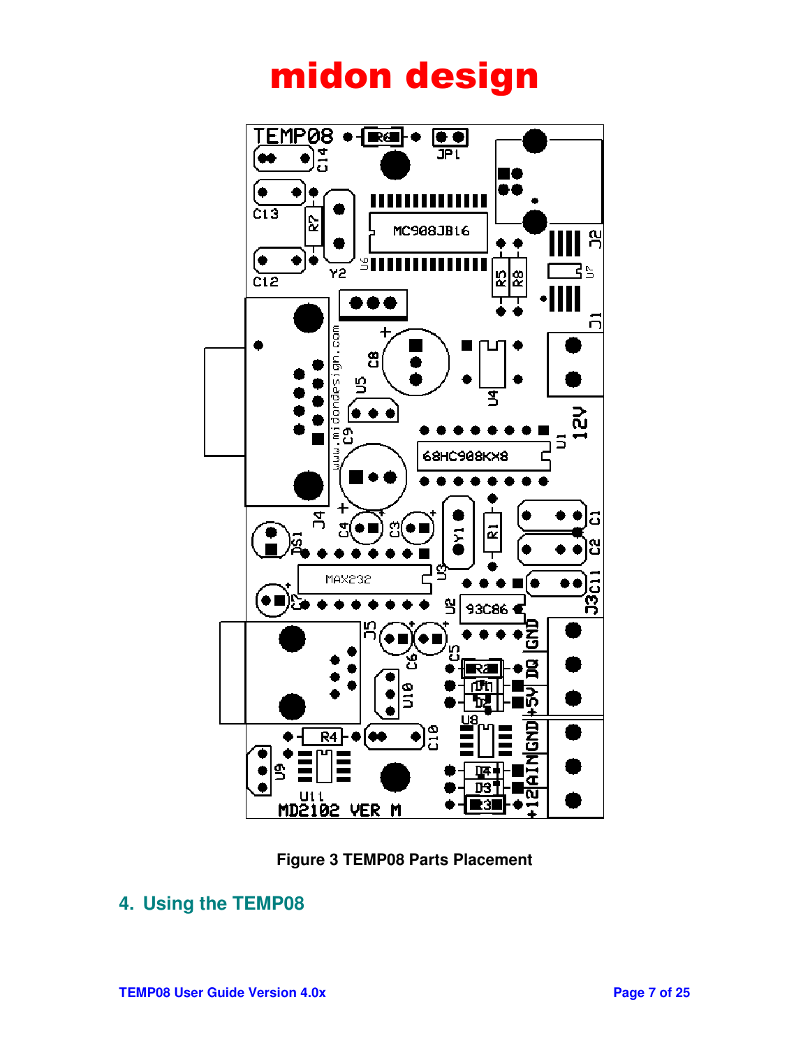# midon design

Figure 3 TEMP08 Parts Placement

## 4. Using the TEMP08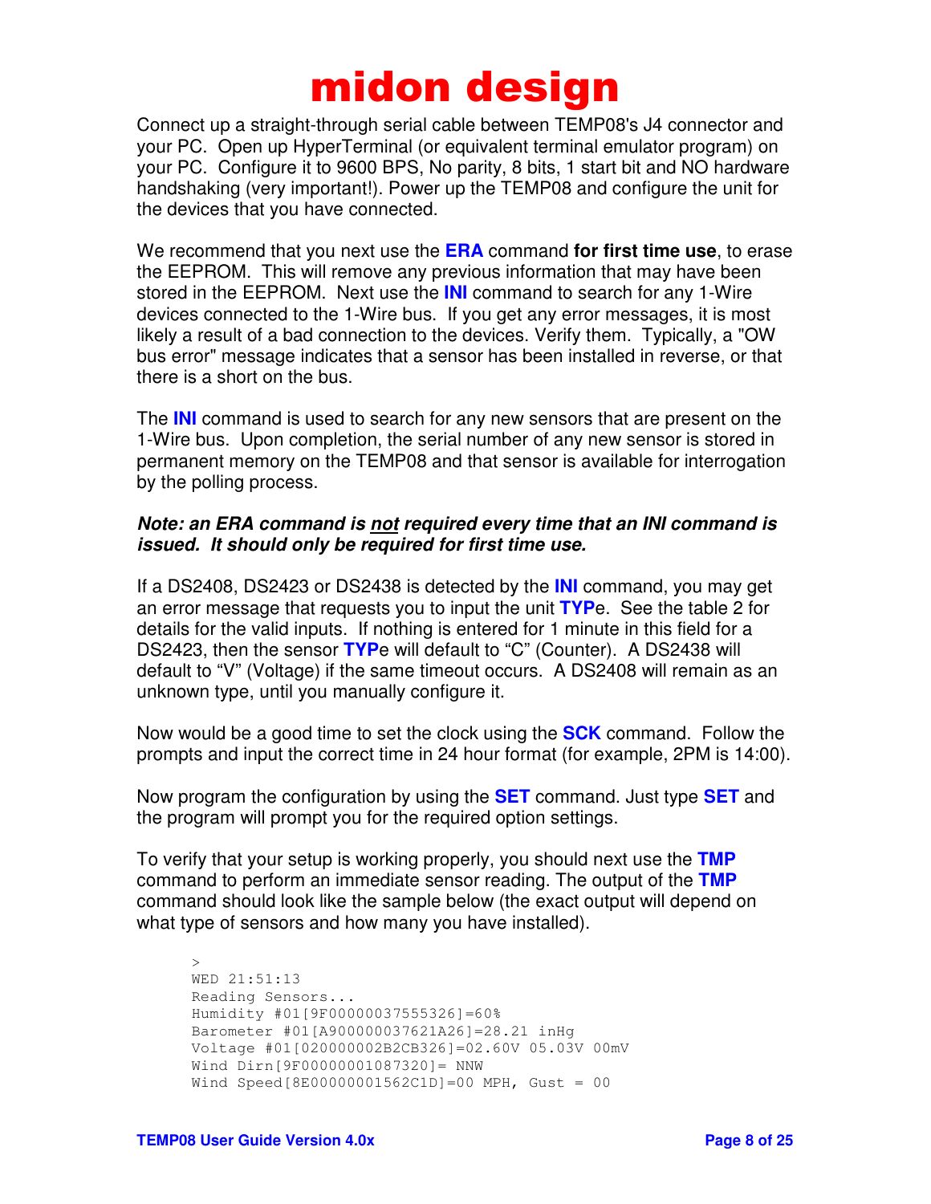Connect up a straight-through serial cable between TEMP08's J4 connector and your PC. Open up HyperTerminal (or equivalent terminal emulator program) on your PC. Configure it to 9600 BPS, No parity, 8 bits, 1 start bit and NO hardware handshaking (very important!). Power up the TEMP08 and configure the unit for the devices that you have connected.

We recommend that you next use the **ERA** command **for first time use**, to erase the EEPROM. This will remove any previous information that may have been stored in the EEPROM. Next use the **INI** command to search for any 1-Wire devices connected to the 1-Wire bus. If you get any error messages, it is most likely a result of a bad connection to the devices. Verify them. Typically, a "OW bus error" message indicates that a sensor has been installed in reverse, or that there is a short on the bus.

The **INI** command is used to search for any new sensors that are present on the 1-Wire bus. Upon completion, the serial number of any new sensor is stored in permanent memory on the TEMP08 and that sensor is available for interrogation by the polling process.

***Note: an ERA command is <u>not</u> required every time that an INI command is issued. It should only be required for first time use.***

If a DS2408, DS2423 or DS2438 is detected by the **INI** command, you may get an error message that requests you to input the unit **TYP**e. See the table 2 for details for the valid inputs. If nothing is entered for 1 minute in this field for a DS2423, then the sensor **TYP**e will default to "C" (Counter). A DS2438 will default to "V" (Voltage) if the same timeout occurs. A DS2408 will remain as an unknown type, until you manually configure it.

Now would be a good time to set the clock using the **SCK** command. Follow the prompts and input the correct time in 24 hour format (for example, 2PM is 14:00).

Now program the configuration by using the **SET** command. Just type **SET** and the program will prompt you for the required option settings.

To verify that your setup is working properly, you should next use the **TMP** command to perform an immediate sensor reading. The output of the **TMP** command should look like the sample below (the exact output will depend on what type of sensors and how many you have installed).

```
>
WED 21:51:13
Reading Sensors...
Humidity #01[9F00000037555326]=60%
Barometer #01[A900000037621A26]=28.21 inHg
Voltage #01[020000002B2CB326]=02.60V 05.03V 00mV
Wind Dirn[9F00000001087320]= NNW
Wind Speed[8E00000001562C1D]=00 MPH, Gust = 00
```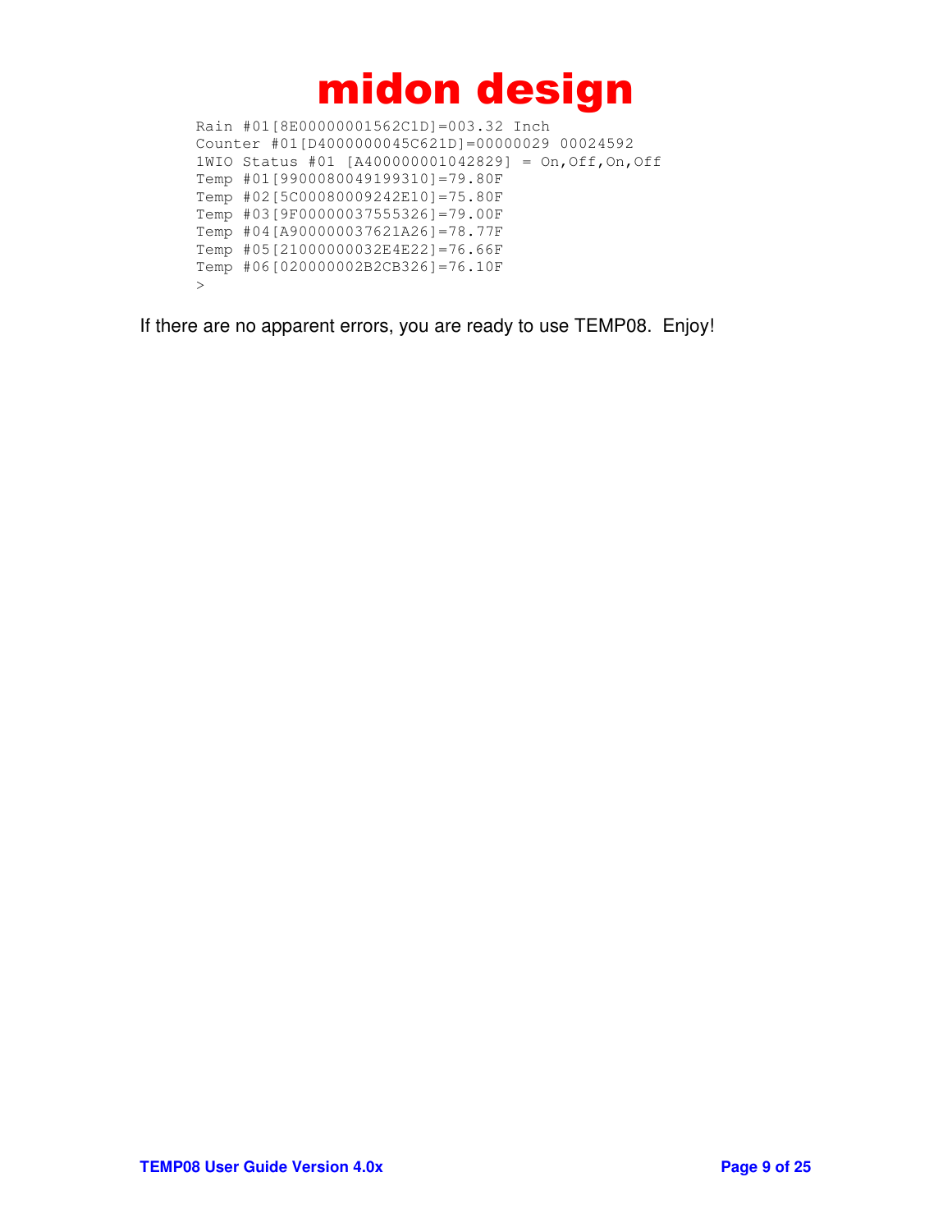```
Rain #01[8E00000001562C1D]=003.32 Inch
Counter #01[D4000000045C621D]=00000029 00024592
1WIO Status #01 [A400000001042829] = On,Off,On,Off
Temp #01[9900080049199310]=79.80F
Temp #02[5C00080009242E10]=75.80F
Temp #03[9F00000037555326]=79.00F
Temp #04[A900000037621A26]=78.77F
Temp #05[21000000032E4E22]=76.66F
Temp #06[020000002B2CB326]=76.10F
>
```

If there are no apparent errors, you are ready to use TEMP08. Enjoy!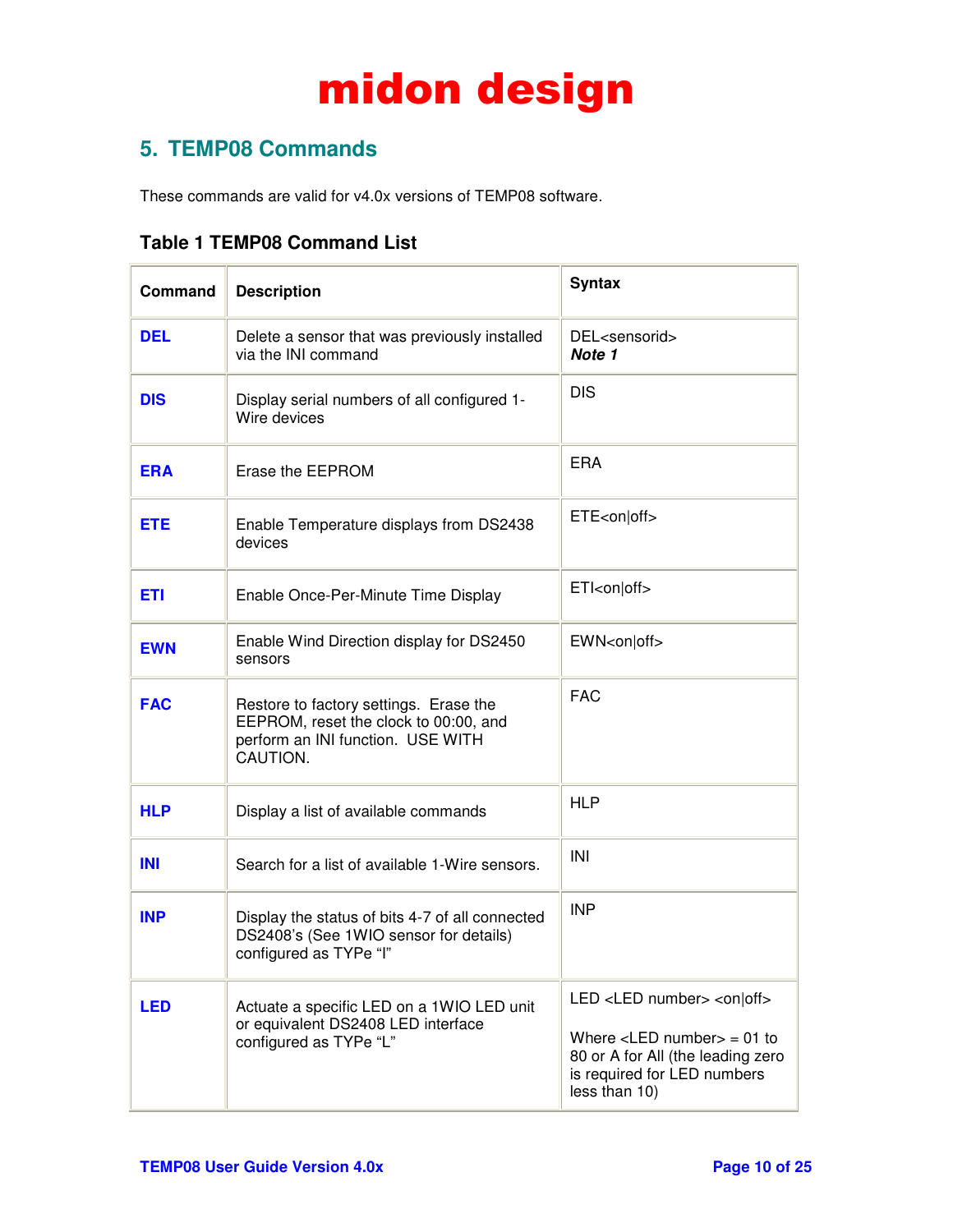# midon design

## 5. TEMP08 Commands

These commands are valid for v4.0x versions of TEMP08 software.

### Table 1 TEMP08 Command List

| Command | Description | Syntax |
|---|---|---|
| **DEL** | Delete a sensor that was previously installed via the INI command | DEL<sensorid> ***Note 1*** |
| **DIS** | Display serial numbers of all configured 1-Wire devices | DIS |
| **ERA** | Erase the EEPROM | ERA |
| **ETE** | Enable Temperature displays from DS2438 devices | ETE<on\|off> |
| **ETI** | Enable Once-Per-Minute Time Display | ETI<on\|off> |
| **EWN** | Enable Wind Direction display for DS2450 sensors | EWN<on\|off> |
| **FAC** | Restore to factory settings. Erase the EEPROM, reset the clock to 00:00, and perform an INI function. USE WITH CAUTION. | FAC |
| **HLP** | Display a list of available commands | HLP |
| **INI** | Search for a list of available 1-Wire sensors. | INI |
| **INP** | Display the status of bits 4-7 of all connected DS2408's (See 1WIO sensor for details) configured as TYPe "I" | INP |
| **LED** | Actuate a specific LED on a 1WIO LED unit or equivalent DS2408 LED interface configured as TYPe "L" | LED <LED number> <on\|off><br><br>Where <LED number> = 01 to 80 or A for All (the leading zero is required for LED numbers less than 10) |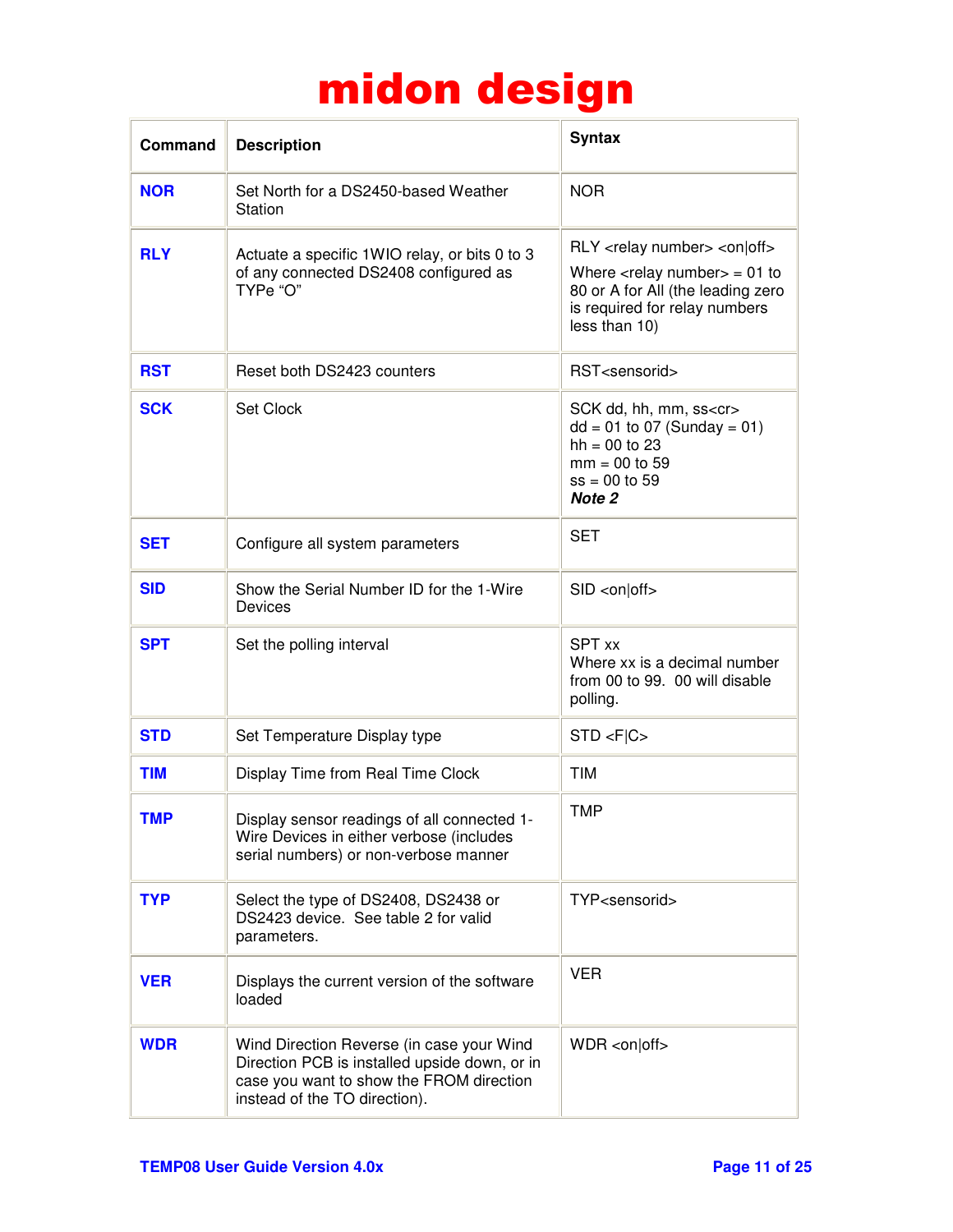# midon design

| Command | Description | Syntax |
|---|---|---|
| **NOR** | Set North for a DS2450-based Weather Station | NOR |
| **RLY** | Actuate a specific 1WIO relay, or bits 0 to 3 of any connected DS2408 configured as TYPe "O" | RLY <relay number> <on\|off><br>Where <relay number> = 01 to 80 or A for All (the leading zero is required for relay numbers less than 10) |
| **RST** | Reset both DS2423 counters | RST<sensorid> |
| **SCK** | Set Clock | SCK dd, hh, mm, ss<cr><br>dd = 01 to 07 (Sunday = 01)<br>hh = 00 to 23<br>mm = 00 to 59<br>ss = 00 to 59<br>***Note 2*** |
| **SET** | Configure all system parameters | SET |
| **SID** | Show the Serial Number ID for the 1-Wire Devices | SID <on\|off> |
| **SPT** | Set the polling interval | SPT xx<br>Where xx is a decimal number from 00 to 99. 00 will disable polling. |
| **STD** | Set Temperature Display type | STD <F\|C> |
| **TIM** | Display Time from Real Time Clock | TIM |
| **TMP** | Display sensor readings of all connected 1-Wire Devices in either verbose (includes serial numbers) or non-verbose manner | TMP |
| **TYP** | Select the type of DS2408, DS2438 or DS2423 device. See table 2 for valid parameters. | TYP<sensorid> |
| **VER** | Displays the current version of the software loaded | VER |
| **WDR** | Wind Direction Reverse (in case your Wind Direction PCB is installed upside down, or in case you want to show the FROM direction instead of the TO direction). | WDR <on\|off> |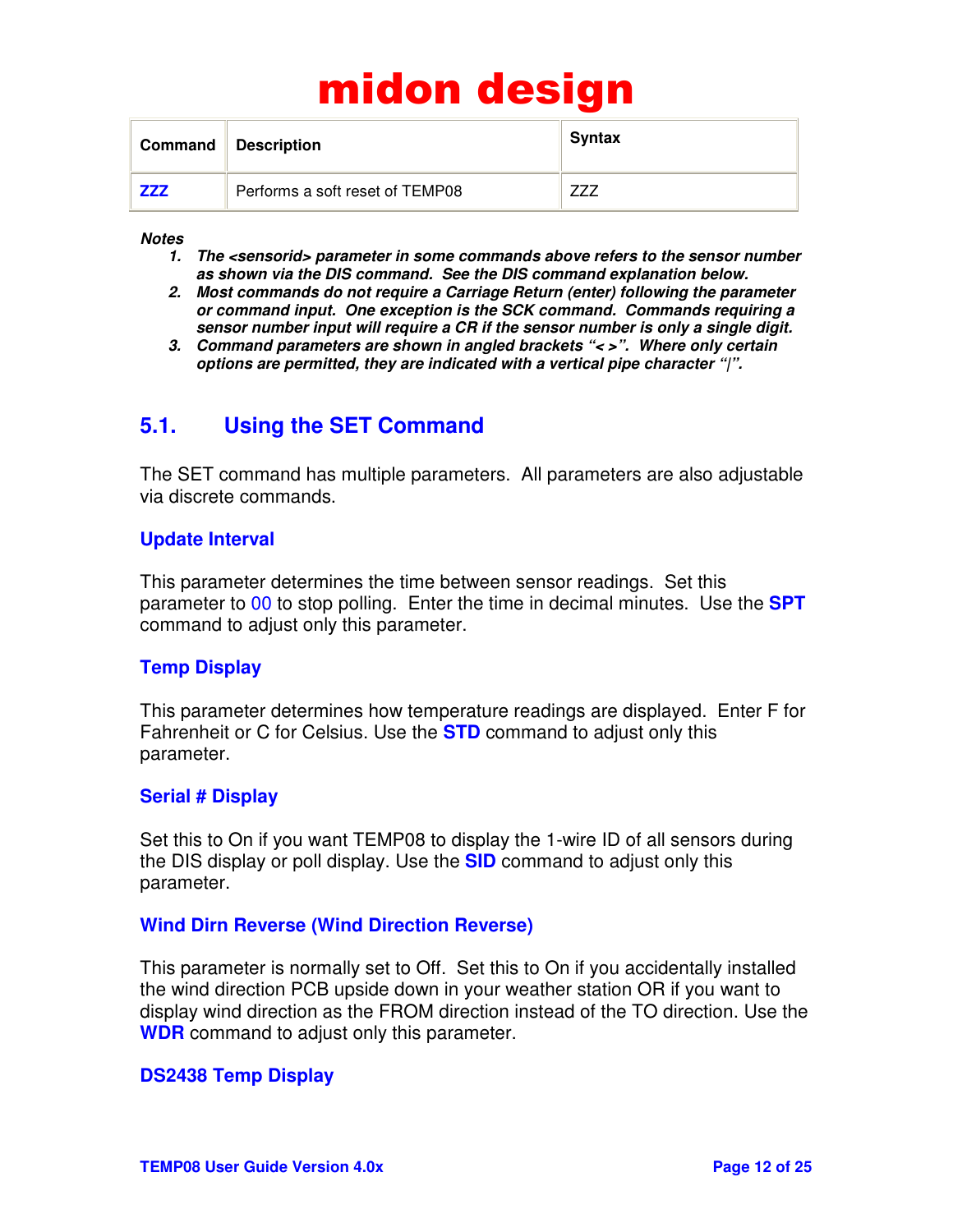| Command | Description | Syntax |
|---|---|---|
| **ZZZ** | Performs a soft reset of TEMP08 | ZZZ |

***Notes***

1. ***The <sensorid> parameter in some commands above refers to the sensor number as shown via the DIS command. See the DIS command explanation below.***
2. ***Most commands do not require a Carriage Return (enter) following the parameter or command input. One exception is the SCK command. Commands requiring a sensor number input will require a CR if the sensor number is only a single digit.***
3. ***Command parameters are shown in angled brackets "< >". Where only certain options are permitted, they are indicated with a vertical pipe character "|".***

## 5.1. Using the SET Command

The SET command has multiple parameters. All parameters are also adjustable via discrete commands.

### Update Interval

This parameter determines the time between sensor readings. Set this parameter to 00 to stop polling. Enter the time in decimal minutes. Use the **SPT** command to adjust only this parameter.

### Temp Display

This parameter determines how temperature readings are displayed. Enter F for Fahrenheit or C for Celsius. Use the **STD** command to adjust only this parameter.

### Serial # Display

Set this to On if you want TEMP08 to display the 1-wire ID of all sensors during the DIS display or poll display. Use the **SID** command to adjust only this parameter.

### Wind Dirn Reverse (Wind Direction Reverse)

This parameter is normally set to Off. Set this to On if you accidentally installed the wind direction PCB upside down in your weather station OR if you want to display wind direction as the FROM direction instead of the TO direction. Use the **WDR** command to adjust only this parameter.

### DS2438 Temp Display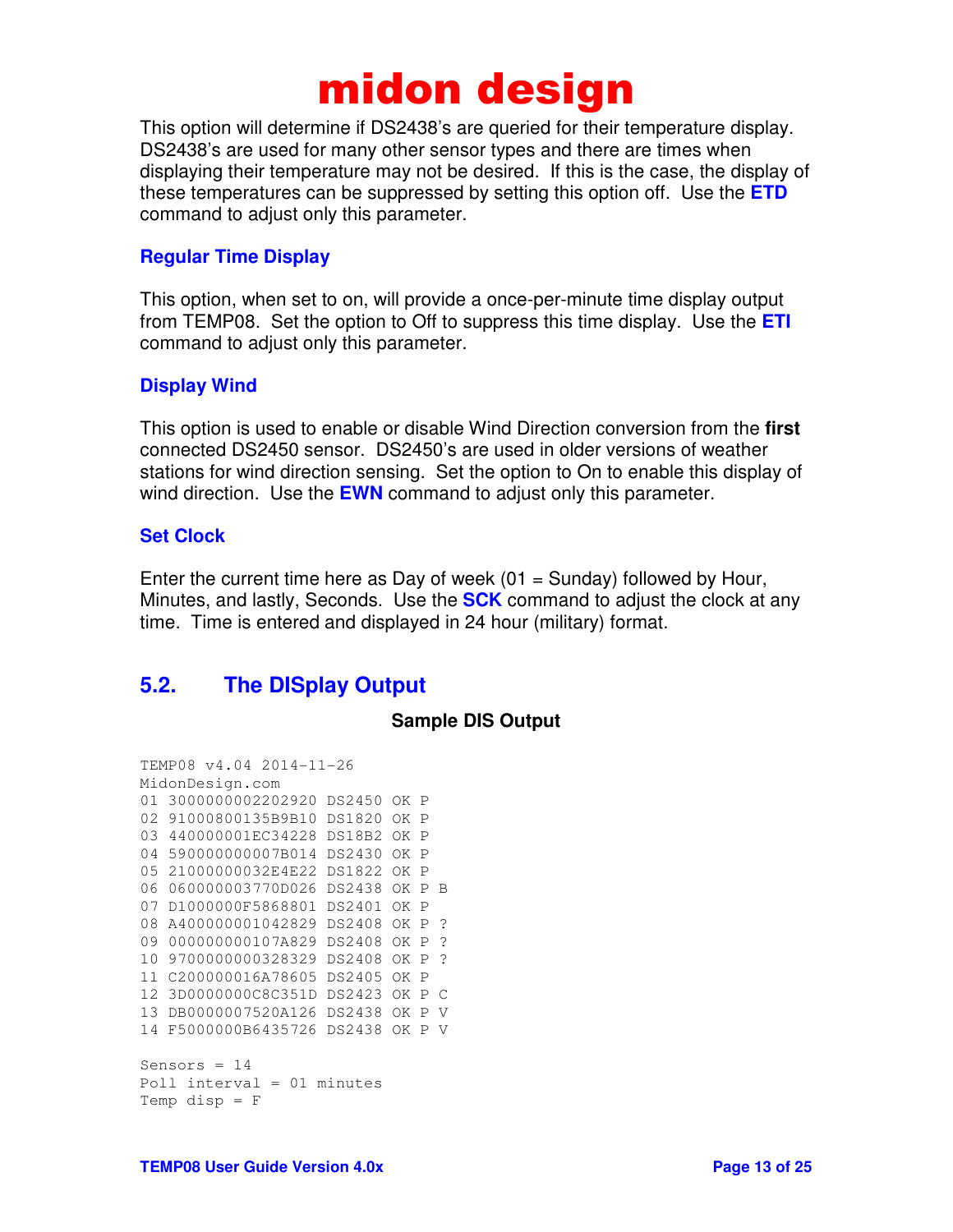This option will determine if DS2438's are queried for their temperature display. DS2438's are used for many other sensor types and there are times when displaying their temperature may not be desired. If this is the case, the display of these temperatures can be suppressed by setting this option off. Use the **ETD** command to adjust only this parameter.

### Regular Time Display

This option, when set to on, will provide a once-per-minute time display output from TEMP08. Set the option to Off to suppress this time display. Use the **ETI** command to adjust only this parameter.

### Display Wind

This option is used to enable or disable Wind Direction conversion from the **first** connected DS2450 sensor. DS2450's are used in older versions of weather stations for wind direction sensing. Set the option to On to enable this display of wind direction. Use the **EWN** command to adjust only this parameter.

### Set Clock

Enter the current time here as Day of week (01 = Sunday) followed by Hour, Minutes, and lastly, Seconds. Use the **SCK** command to adjust the clock at any time. Time is entered and displayed in 24 hour (military) format.

## 5.2. The DISplay Output

**Sample DIS Output**

```
TEMP08 v4.04 2014-11-26
MidonDesign.com
01 3000000002202920 DS2450 OK P
02 91000800135B9B10 DS1820 OK P
03 440000001EC34228 DS18B2 OK P
04 590000000007B014 DS2430 OK P
05 21000000032E4E22 DS1822 OK P
06 060000003770D026 DS2438 OK P B
07 D1000000F5868801 DS2401 OK P
08 A400000001042829 DS2408 OK P ?
09 000000000107A829 DS2408 OK P ?
10 9700000000328329 DS2408 OK P ?
11 C200000016A78605 DS2405 OK P
12 3D0000000C8C351D DS2423 OK P C
13 DB0000007520A126 DS2438 OK P V
14 F5000000B6435726 DS2438 OK P V

Sensors = 14
Poll interval = 01 minutes
Temp disp = F
```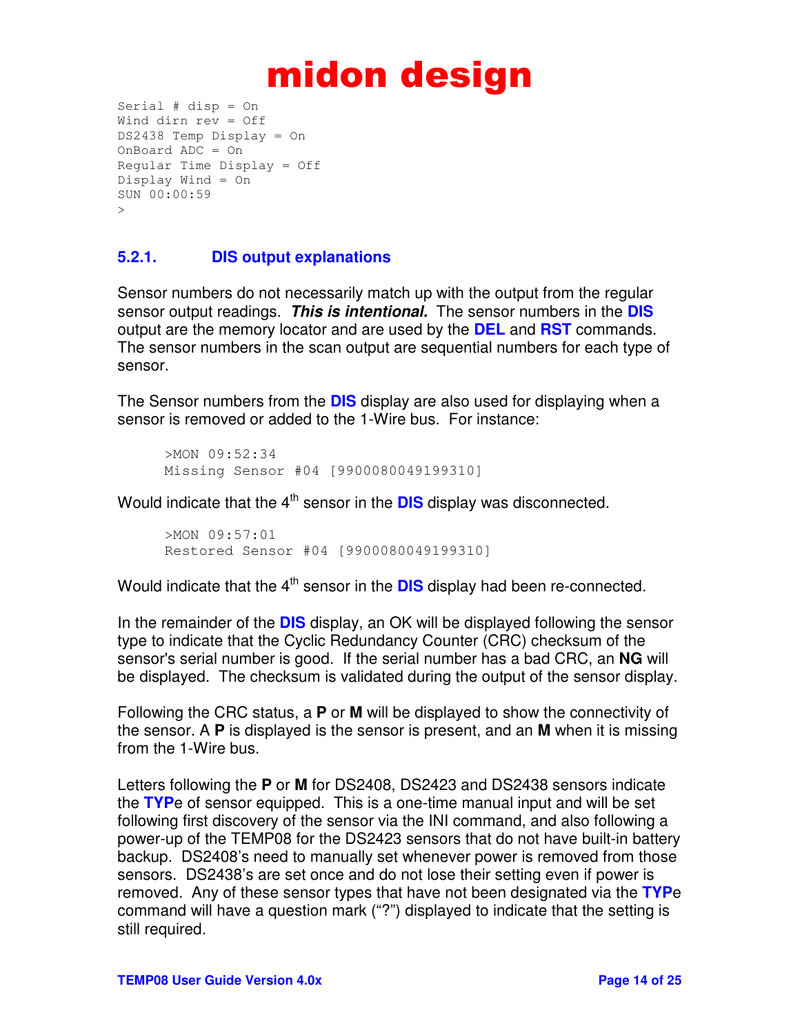```
Serial # disp = On
Wind dirn rev = Off
DS2438 Temp Display = On
OnBoard ADC = On
Regular Time Display = Off
Display Wind = On
SUN 00:00:59
>
```

### 5.2.1. DIS output explanations

Sensor numbers do not necessarily match up with the output from the regular sensor output readings. ***This is intentional.*** The sensor numbers in the **DIS** output are the memory locator and are used by the **DEL** and **RST** commands. The sensor numbers in the scan output are sequential numbers for each type of sensor.

The Sensor numbers from the **DIS** display are also used for displaying when a sensor is removed or added to the 1-Wire bus. For instance:

```
>MON 09:52:34
Missing Sensor #04 [9900080049199310]
```

Would indicate that the 4th sensor in the **DIS** display was disconnected.

```
>MON 09:57:01
Restored Sensor #04 [9900080049199310]
```

Would indicate that the 4th sensor in the **DIS** display had been re-connected.

In the remainder of the **DIS** display, an OK will be displayed following the sensor type to indicate that the Cyclic Redundancy Counter (CRC) checksum of the sensor's serial number is good. If the serial number has a bad CRC, an **NG** will be displayed. The checksum is validated during the output of the sensor display.

Following the CRC status, a **P** or **M** will be displayed to show the connectivity of the sensor. A **P** is displayed is the sensor is present, and an **M** when it is missing from the 1-Wire bus.

Letters following the **P** or **M** for DS2408, DS2423 and DS2438 sensors indicate the **TYP**e of sensor equipped. This is a one-time manual input and will be set following first discovery of the sensor via the INI command, and also following a power-up of the TEMP08 for the DS2423 sensors that do not have built-in battery backup. DS2408's need to manually set whenever power is removed from those sensors. DS2438's are set once and do not lose their setting even if power is removed. Any of these sensor types that have not been designated via the **TYP**e command will have a question mark ("?") displayed to indicate that the setting is still required.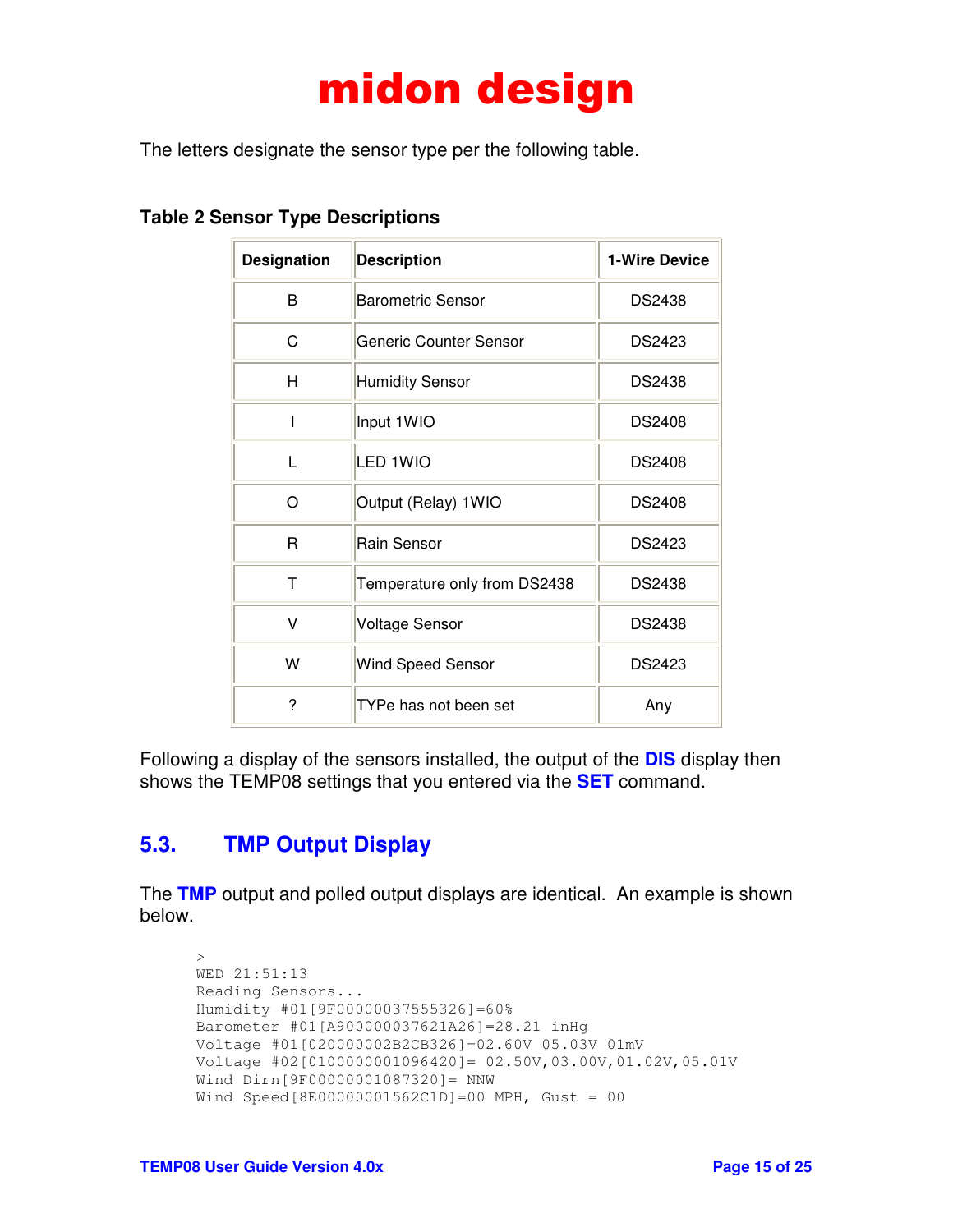The letters designate the sensor type per the following table.

**Table 2 Sensor Type Descriptions**

| Designation | Description | 1-Wire Device |
|---|---|---|
| B | Barometric Sensor | DS2438 |
| C | Generic Counter Sensor | DS2423 |
| H | Humidity Sensor | DS2438 |
| I | Input 1WIO | DS2408 |
| L | LED 1WIO | DS2408 |
| O | Output (Relay) 1WIO | DS2408 |
| R | Rain Sensor | DS2423 |
| T | Temperature only from DS2438 | DS2438 |
| V | Voltage Sensor | DS2438 |
| W | Wind Speed Sensor | DS2423 |
| ? | TYPe has not been set | Any |

Following a display of the sensors installed, the output of the **DIS** display then shows the TEMP08 settings that you entered via the **SET** command.

## 5.3. TMP Output Display

The **TMP** output and polled output displays are identical. An example is shown below.

```
>
WED 21:51:13
Reading Sensors...
Humidity #01[9F00000037555326]=60%
Barometer #01[A900000037621A26]=28.21 inHg
Voltage #01[020000002B2CB326]=02.60V 05.03V 01mV
Voltage #02[0100000001096420]= 02.50V,03.00V,01.02V,05.01V
Wind Dirn[9F00000001087320]= NNW
Wind Speed[8E00000001562C1D]=00 MPH, Gust = 00
```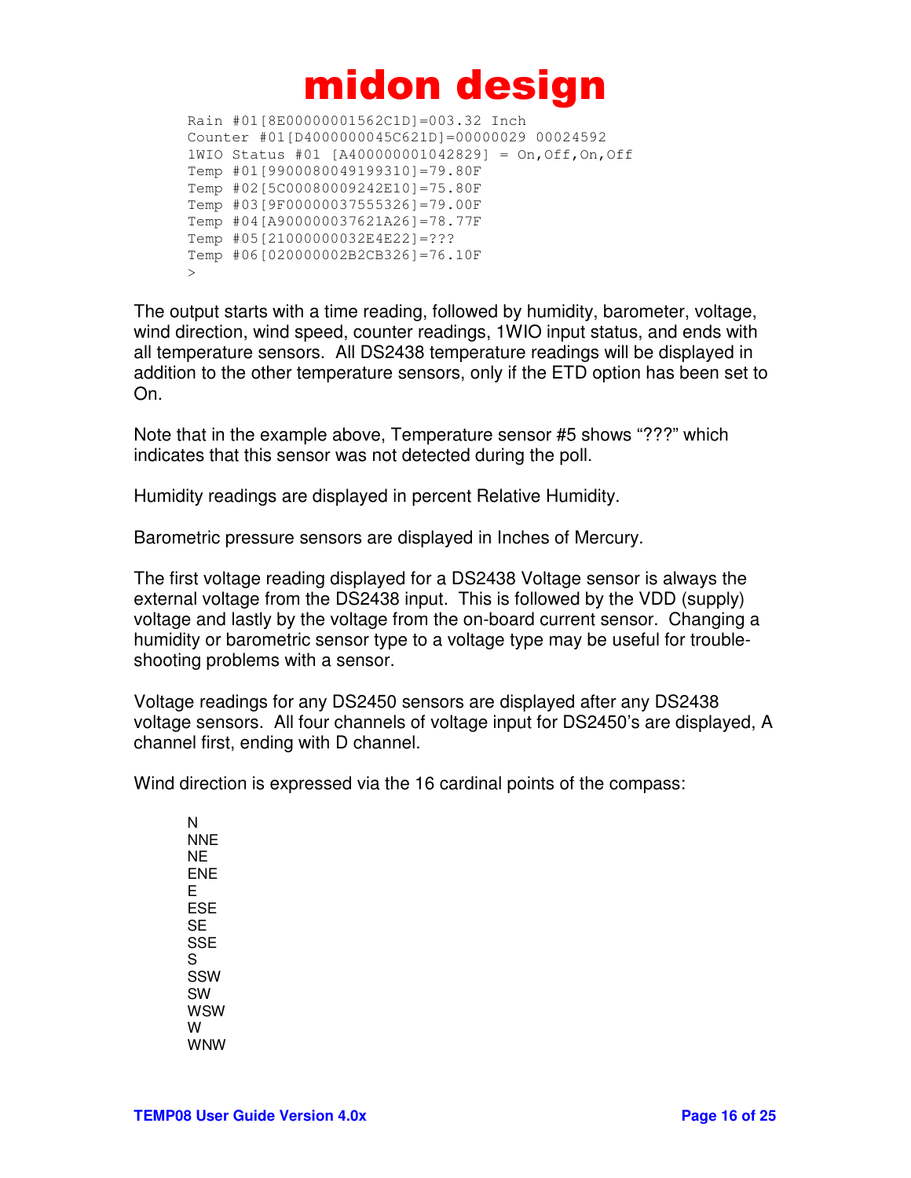```
Rain #01[8E00000001562C1D]=003.32 Inch
Counter #01[D4000000045C621D]=00000029 00024592
1WIO Status #01 [A400000001042829] = On,Off,On,Off
Temp #01[9900080049199310]=79.80F
Temp #02[5C00080009242E10]=75.80F
Temp #03[9F00000037555326]=79.00F
Temp #04[A900000037621A26]=78.77F
Temp #05[21000000032E4E22]=???
Temp #06[020000002B2CB326]=76.10F
>
```

The output starts with a time reading, followed by humidity, barometer, voltage, wind direction, wind speed, counter readings, 1WIO input status, and ends with all temperature sensors. All DS2438 temperature readings will be displayed in addition to the other temperature sensors, only if the ETD option has been set to On.

Note that in the example above, Temperature sensor #5 shows "???" which indicates that this sensor was not detected during the poll.

Humidity readings are displayed in percent Relative Humidity.

Barometric pressure sensors are displayed in Inches of Mercury.

The first voltage reading displayed for a DS2438 Voltage sensor is always the external voltage from the DS2438 input. This is followed by the VDD (supply) voltage and lastly by the voltage from the on-board current sensor. Changing a humidity or barometric sensor type to a voltage type may be useful for trouble-shooting problems with a sensor.

Voltage readings for any DS2450 sensors are displayed after any DS2438 voltage sensors. All four channels of voltage input for DS2450's are displayed, A channel first, ending with D channel.

Wind direction is expressed via the 16 cardinal points of the compass:

N
NNE
NE
ENE
E
ESE
SE
SSE
S
SSW
SW
WSW
W
WNW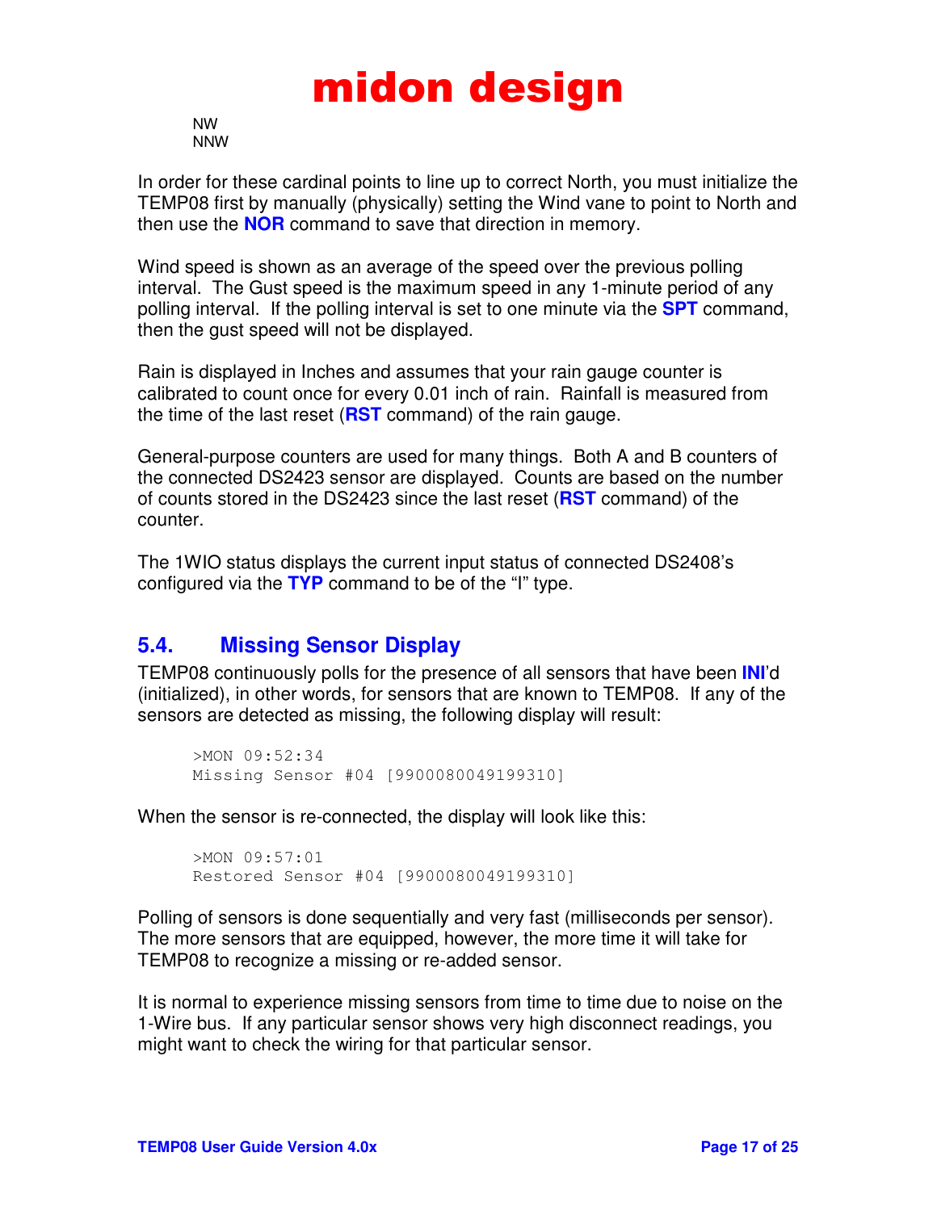NW
NNW

In order for these cardinal points to line up to correct North, you must initialize the TEMP08 first by manually (physically) setting the Wind vane to point to North and then use the **NOR** command to save that direction in memory.

Wind speed is shown as an average of the speed over the previous polling interval. The Gust speed is the maximum speed in any 1-minute period of any polling interval. If the polling interval is set to one minute via the **SPT** command, then the gust speed will not be displayed.

Rain is displayed in Inches and assumes that your rain gauge counter is calibrated to count once for every 0.01 inch of rain. Rainfall is measured from the time of the last reset (**RST** command) of the rain gauge.

General-purpose counters are used for many things. Both A and B counters of the connected DS2423 sensor are displayed. Counts are based on the number of counts stored in the DS2423 since the last reset (**RST** command) of the counter.

The 1WIO status displays the current input status of connected DS2408's configured via the **TYP** command to be of the "I" type.

## 5.4. Missing Sensor Display

TEMP08 continuously polls for the presence of all sensors that have been **INI**'d (initialized), in other words, for sensors that are known to TEMP08. If any of the sensors are detected as missing, the following display will result:

```
>MON 09:52:34
Missing Sensor #04 [9900080049199310]
```

When the sensor is re-connected, the display will look like this:

```
>MON 09:57:01
Restored Sensor #04 [9900080049199310]
```

Polling of sensors is done sequentially and very fast (milliseconds per sensor). The more sensors that are equipped, however, the more time it will take for TEMP08 to recognize a missing or re-added sensor.

It is normal to experience missing sensors from time to time due to noise on the 1-Wire bus. If any particular sensor shows very high disconnect readings, you might want to check the wiring for that particular sensor.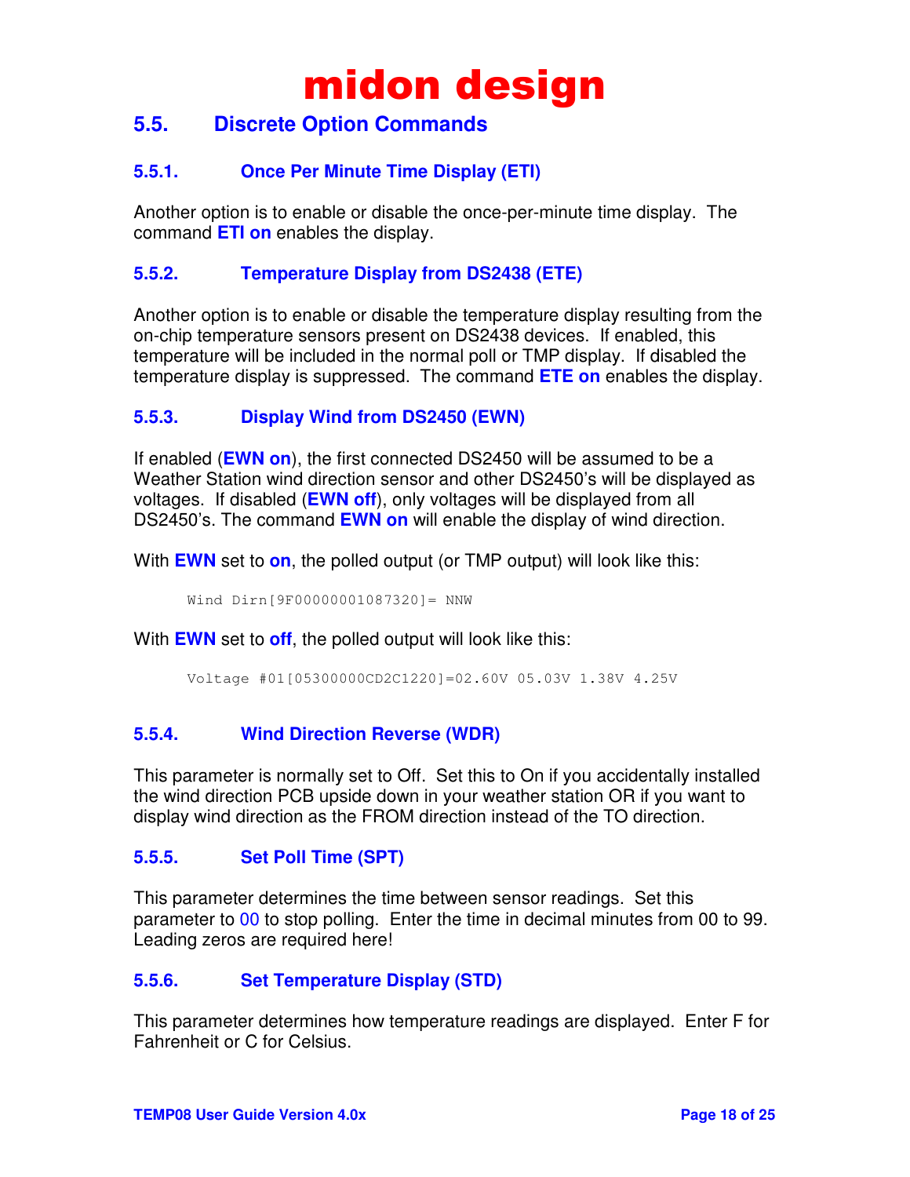# midon design

## 5.5. Discrete Option Commands

### 5.5.1. Once Per Minute Time Display (ETI)

Another option is to enable or disable the once-per-minute time display. The command **ETI on** enables the display.

### 5.5.2. Temperature Display from DS2438 (ETE)

Another option is to enable or disable the temperature display resulting from the on-chip temperature sensors present on DS2438 devices. If enabled, this temperature will be included in the normal poll or TMP display. If disabled the temperature display is suppressed. The command **ETE on** enables the display.

### 5.5.3. Display Wind from DS2450 (EWN)

If enabled (**EWN on**), the first connected DS2450 will be assumed to be a Weather Station wind direction sensor and other DS2450's will be displayed as voltages. If disabled (**EWN off**), only voltages will be displayed from all DS2450's. The command **EWN on** will enable the display of wind direction.

With **EWN** set to **on**, the polled output (or TMP output) will look like this:

```
Wind Dirn[9F00000001087320]= NNW
```

With **EWN** set to **off**, the polled output will look like this:

```
Voltage #01[05300000CD2C1220]=02.60V 05.03V 1.38V 4.25V
```

### 5.5.4. Wind Direction Reverse (WDR)

This parameter is normally set to Off. Set this to On if you accidentally installed the wind direction PCB upside down in your weather station OR if you want to display wind direction as the FROM direction instead of the TO direction.

### 5.5.5. Set Poll Time (SPT)

This parameter determines the time between sensor readings. Set this parameter to 00 to stop polling. Enter the time in decimal minutes from 00 to 99. Leading zeros are required here!

### 5.5.6. Set Temperature Display (STD)

This parameter determines how temperature readings are displayed. Enter F for Fahrenheit or C for Celsius.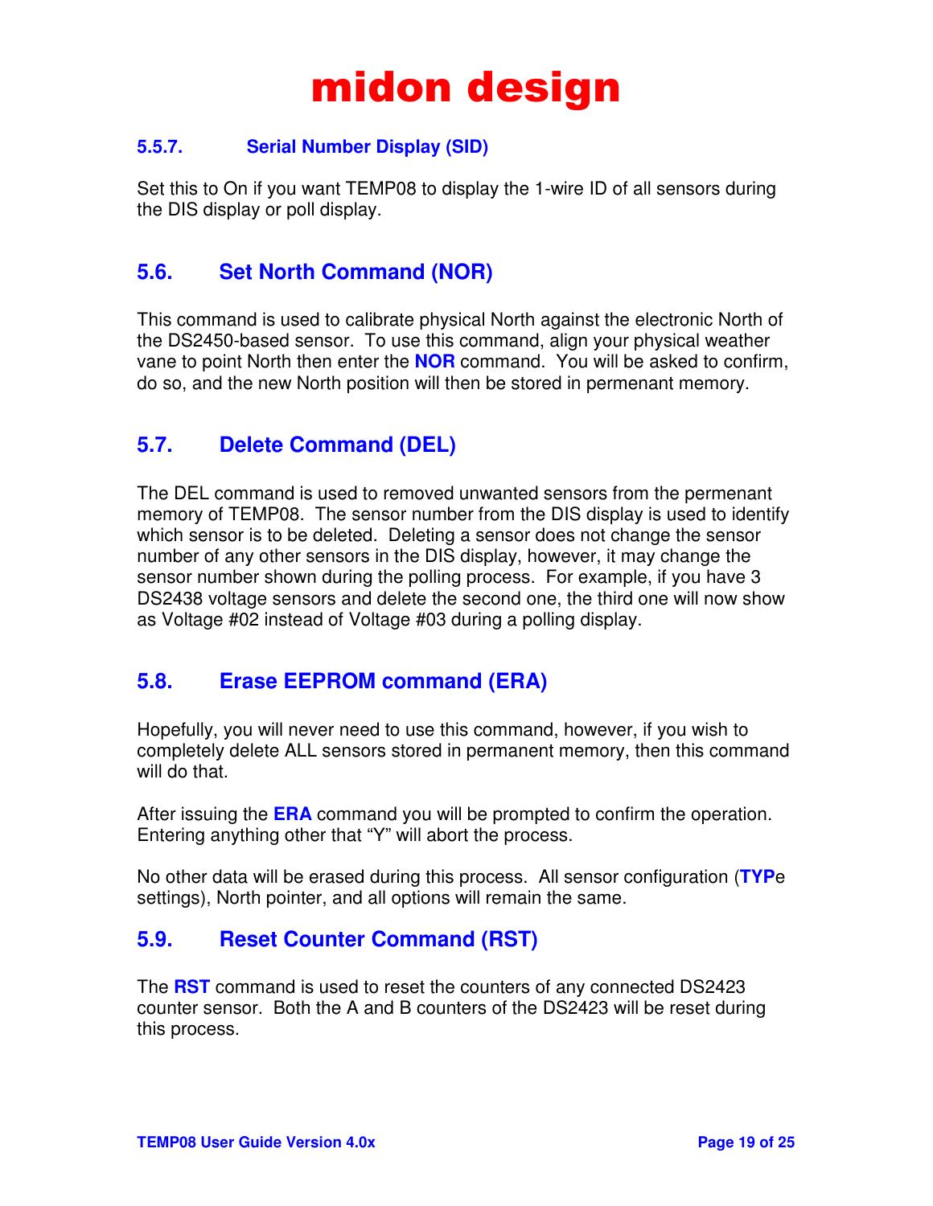### 5.5.7. Serial Number Display (SID)

Set this to On if you want TEMP08 to display the 1-wire ID of all sensors during the DIS display or poll display.

## 5.6. Set North Command (NOR)

This command is used to calibrate physical North against the electronic North of the DS2450-based sensor. To use this command, align your physical weather vane to point North then enter the **NOR** command. You will be asked to confirm, do so, and the new North position will then be stored in permenant memory.

## 5.7. Delete Command (DEL)

The DEL command is used to removed unwanted sensors from the permenant memory of TEMP08. The sensor number from the DIS display is used to identify which sensor is to be deleted. Deleting a sensor does not change the sensor number of any other sensors in the DIS display, however, it may change the sensor number shown during the polling process. For example, if you have 3 DS2438 voltage sensors and delete the second one, the third one will now show as Voltage #02 instead of Voltage #03 during a polling display.

## 5.8. Erase EEPROM command (ERA)

Hopefully, you will never need to use this command, however, if you wish to completely delete ALL sensors stored in permanent memory, then this command will do that.

After issuing the **ERA** command you will be prompted to confirm the operation. Entering anything other that "Y" will abort the process.

No other data will be erased during this process. All sensor configuration (**TYP**e settings), North pointer, and all options will remain the same.

## 5.9. Reset Counter Command (RST)

The **RST** command is used to reset the counters of any connected DS2423 counter sensor. Both the A and B counters of the DS2423 will be reset during this process.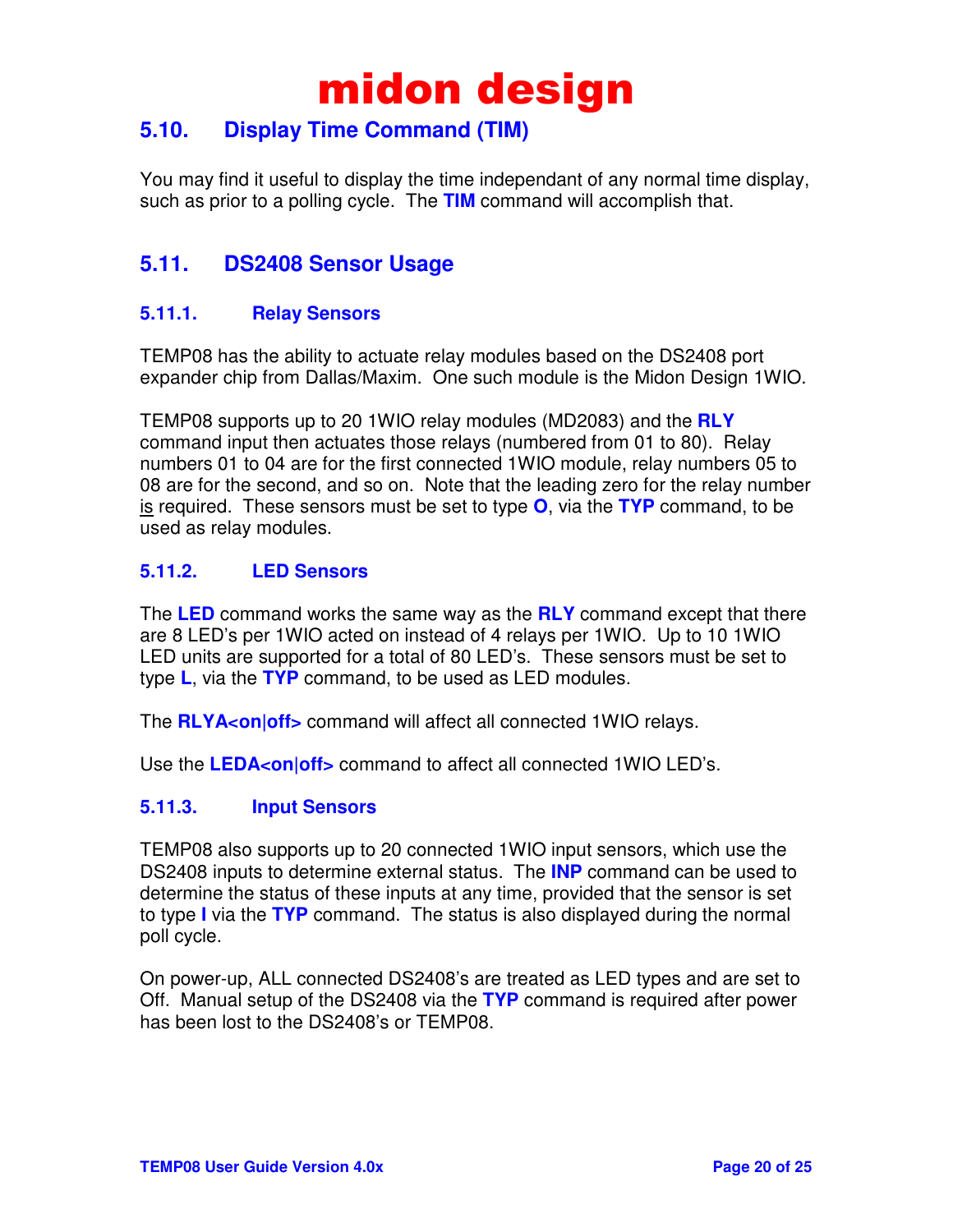## 5.10. Display Time Command (TIM)

You may find it useful to display the time independant of any normal time display, such as prior to a polling cycle. The **TIM** command will accomplish that.

## 5.11. DS2408 Sensor Usage

### 5.11.1. Relay Sensors

TEMP08 has the ability to actuate relay modules based on the DS2408 port expander chip from Dallas/Maxim. One such module is the Midon Design 1WIO.

TEMP08 supports up to 20 1WIO relay modules (MD2083) and the **RLY** command input then actuates those relays (numbered from 01 to 80). Relay numbers 01 to 04 are for the first connected 1WIO module, relay numbers 05 to 08 are for the second, and so on. Note that the leading zero for the relay number <u>is</u> required. These sensors must be set to type **O**, via the **TYP** command, to be used as relay modules.

### 5.11.2. LED Sensors

The **LED** command works the same way as the **RLY** command except that there are 8 LED's per 1WIO acted on instead of 4 relays per 1WIO. Up to 10 1WIO LED units are supported for a total of 80 LED's. These sensors must be set to type **L**, via the **TYP** command, to be used as LED modules.

The **RLYA<on|off>** command will affect all connected 1WIO relays.

Use the **LEDA<on|off>** command to affect all connected 1WIO LED's.

### 5.11.3. Input Sensors

TEMP08 also supports up to 20 connected 1WIO input sensors, which use the DS2408 inputs to determine external status. The **INP** command can be used to determine the status of these inputs at any time, provided that the sensor is set to type **I** via the **TYP** command. The status is also displayed during the normal poll cycle.

On power-up, ALL connected DS2408's are treated as LED types and are set to Off. Manual setup of the DS2408 via the **TYP** command is required after power has been lost to the DS2408's or TEMP08.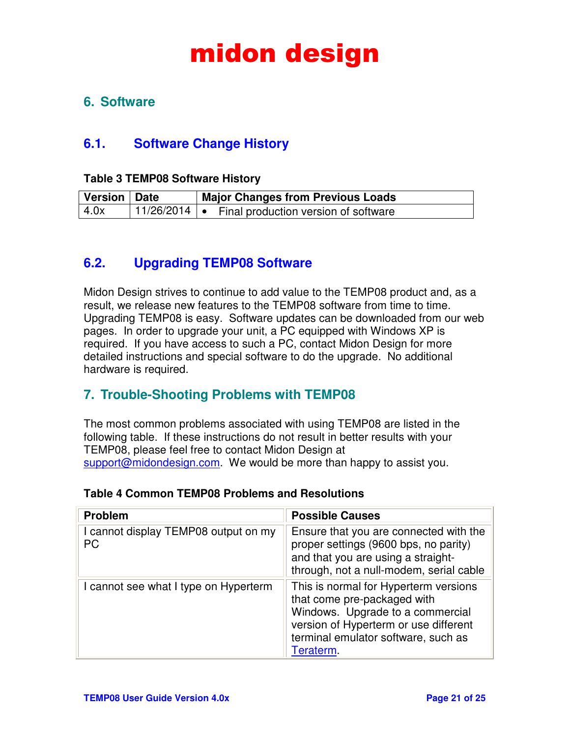# midon design

## 6. Software

### 6.1. Software Change History

**Table 3 TEMP08 Software History**

| Version | Date | Major Changes from Previous Loads |
|---|---|---|
| 4.0x | 11/26/2014 | • Final production version of software |

### 6.2. Upgrading TEMP08 Software

Midon Design strives to continue to add value to the TEMP08 product and, as a result, we release new features to the TEMP08 software from time to time. Upgrading TEMP08 is easy. Software updates can be downloaded from our web pages. In order to upgrade your unit, a PC equipped with Windows XP is required. If you have access to such a PC, contact Midon Design for more detailed instructions and special software to do the upgrade. No additional hardware is required.

## 7. Trouble-Shooting Problems with TEMP08

The most common problems associated with using TEMP08 are listed in the following table. If these instructions do not result in better results with your TEMP08, please feel free to contact Midon Design at support@midondesign.com. We would be more than happy to assist you.

**Table 4 Common TEMP08 Problems and Resolutions**

| Problem | Possible Causes |
|---|---|
| I cannot display TEMP08 output on my PC | Ensure that you are connected with the proper settings (9600 bps, no parity) and that you are using a straight-through, not a null-modem, serial cable |
| I cannot see what I type on Hyperterm | This is normal for Hyperterm versions that come pre-packaged with Windows. Upgrade to a commercial version of Hyperterm or use different terminal emulator software, such as Teraterm. |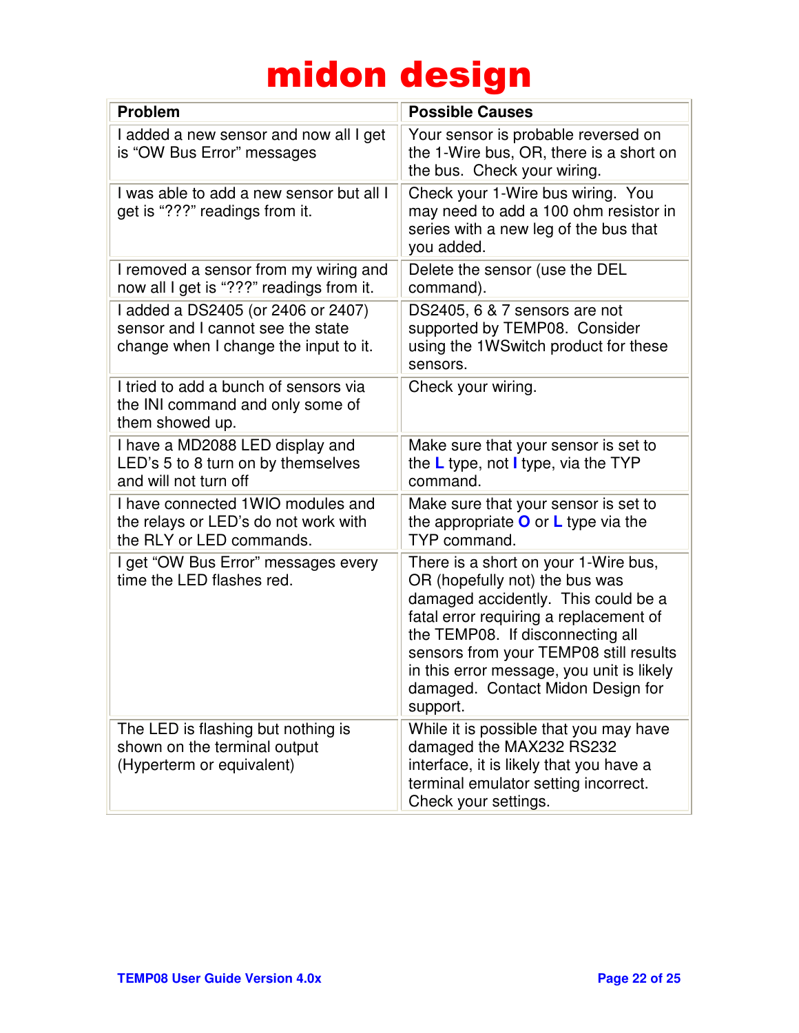| Problem | Possible Causes |
|---|---|
| I added a new sensor and now all I get is "OW Bus Error" messages | Your sensor is probable reversed on the 1-Wire bus, OR, there is a short on the bus. Check your wiring. |
| I was able to add a new sensor but all I get is "???" readings from it. | Check your 1-Wire bus wiring. You may need to add a 100 ohm resistor in series with a new leg of the bus that you added. |
| I removed a sensor from my wiring and now all I get is "???" readings from it. | Delete the sensor (use the DEL command). |
| I added a DS2405 (or 2406 or 2407) sensor and I cannot see the state change when I change the input to it. | DS2405, 6 & 7 sensors are not supported by TEMP08. Consider using the 1WSwitch product for these sensors. |
| I tried to add a bunch of sensors via the INI command and only some of them showed up. | Check your wiring. |
| I have a MD2088 LED display and LED's 5 to 8 turn on by themselves and will not turn off | Make sure that your sensor is set to the **L** type, not **I** type, via the TYP command. |
| I have connected 1WIO modules and the relays or LED's do not work with the RLY or LED commands. | Make sure that your sensor is set to the appropriate **O** or **L** type via the TYP command. |
| I get "OW Bus Error" messages every time the LED flashes red. | There is a short on your 1-Wire bus, OR (hopefully not) the bus was damaged accidently. This could be a fatal error requiring a replacement of the TEMP08. If disconnecting all sensors from your TEMP08 still results in this error message, you unit is likely damaged. Contact Midon Design for support. |
| The LED is flashing but nothing is shown on the terminal output (Hyperterm or equivalent) | While it is possible that you may have damaged the MAX232 RS232 interface, it is likely that you have a terminal emulator setting incorrect. Check your settings. |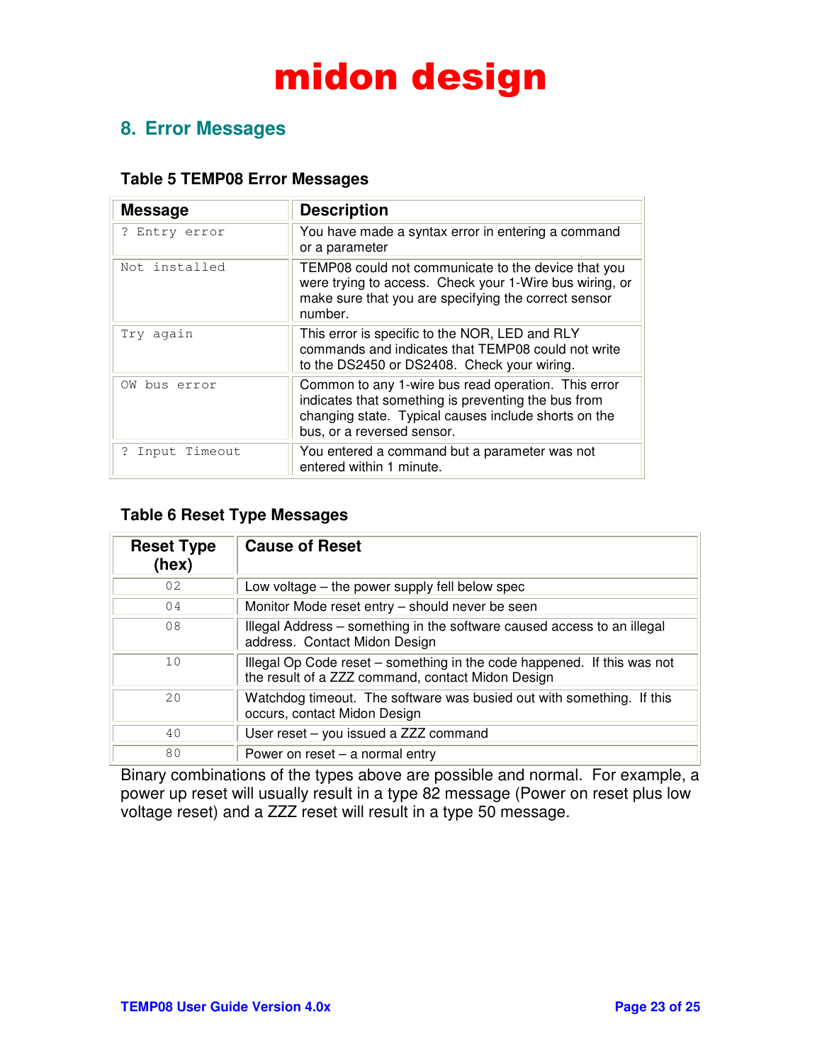# 8. Error Messages

### Table 5 TEMP08 Error Messages

| Message | Description |
|---|---|
| `? Entry error` | You have made a syntax error in entering a command or a parameter |
| `Not installed` | TEMP08 could not communicate to the device that you were trying to access. Check your 1-Wire bus wiring, or make sure that you are specifying the correct sensor number. |
| `Try again` | This error is specific to the NOR, LED and RLY commands and indicates that TEMP08 could not write to the DS2450 or DS2408. Check your wiring. |
| `OW bus error` | Common to any 1-wire bus read operation. This error indicates that something is preventing the bus from changing state. Typical causes include shorts on the bus, or a reversed sensor. |
| `? Input Timeout` | You entered a command but a parameter was not entered within 1 minute. |

### Table 6 Reset Type Messages

| Reset Type (hex) | Cause of Reset |
|---|---|
| 02 | Low voltage – the power supply fell below spec |
| 04 | Monitor Mode reset entry – should never be seen |
| 08 | Illegal Address – something in the software caused access to an illegal address. Contact Midon Design |
| 10 | Illegal Op Code reset – something in the code happened. If this was not the result of a ZZZ command, contact Midon Design |
| 20 | Watchdog timeout. The software was busied out with something. If this occurs, contact Midon Design |
| 40 | User reset – you issued a ZZZ command |
| 80 | Power on reset – a normal entry |

Binary combinations of the types above are possible and normal. For example, a power up reset will usually result in a type 82 message (Power on reset plus low voltage reset) and a ZZZ reset will result in a type 50 message.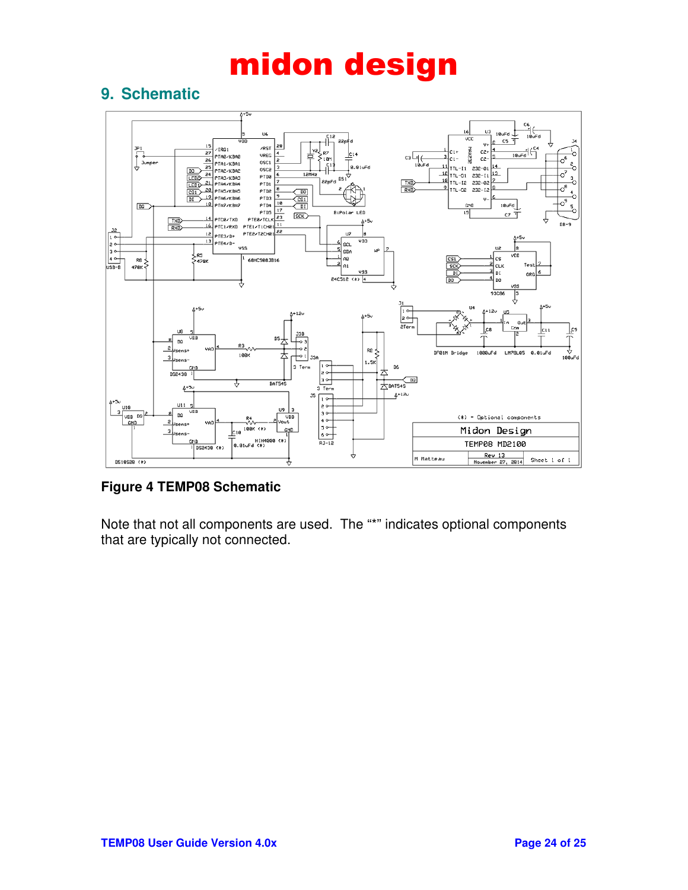## 9. Schematic

**Figure 4 TEMP08 Schematic**

Note that not all components are used. The "*" indicates optional components that are typically not connected.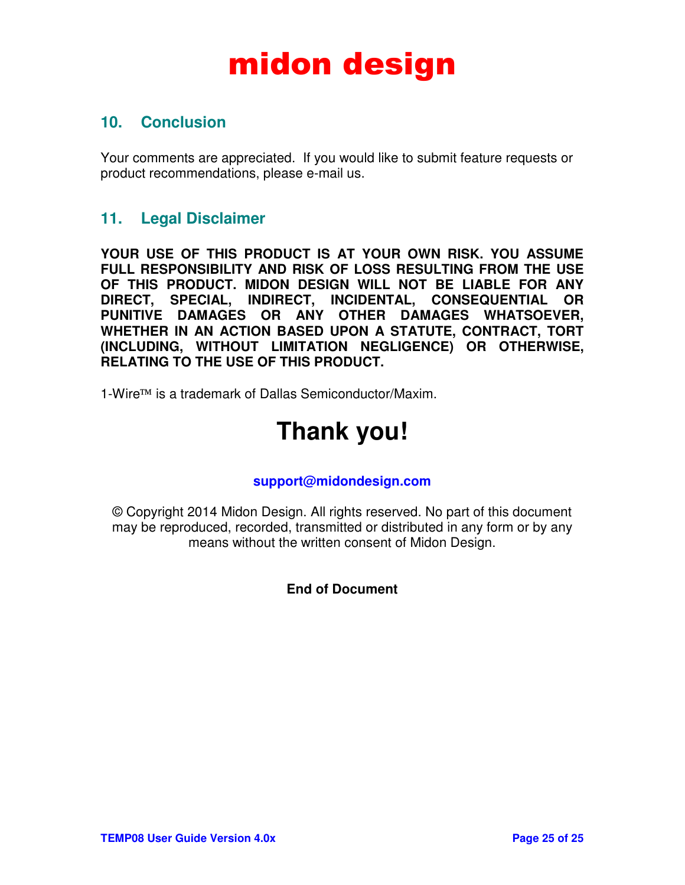midon design

## 10. Conclusion

Your comments are appreciated. If you would like to submit feature requests or product recommendations, please e-mail us.

## 11. Legal Disclaimer

**YOUR USE OF THIS PRODUCT IS AT YOUR OWN RISK. YOU ASSUME FULL RESPONSIBILITY AND RISK OF LOSS RESULTING FROM THE USE OF THIS PRODUCT. MIDON DESIGN WILL NOT BE LIABLE FOR ANY DIRECT, SPECIAL, INDIRECT, INCIDENTAL, CONSEQUENTIAL OR PUNITIVE DAMAGES OR ANY OTHER DAMAGES WHATSOEVER, WHETHER IN AN ACTION BASED UPON A STATUTE, CONTRACT, TORT (INCLUDING, WITHOUT LIMITATION NEGLIGENCE) OR OTHERWISE, RELATING TO THE USE OF THIS PRODUCT.**

1-Wire™ is a trademark of Dallas Semiconductor/Maxim.

# Thank you!

**support@midondesign.com**

© Copyright 2014 Midon Design. All rights reserved. No part of this document may be reproduced, recorded, transmitted or distributed in any form or by any means without the written consent of Midon Design.

**End of Document**